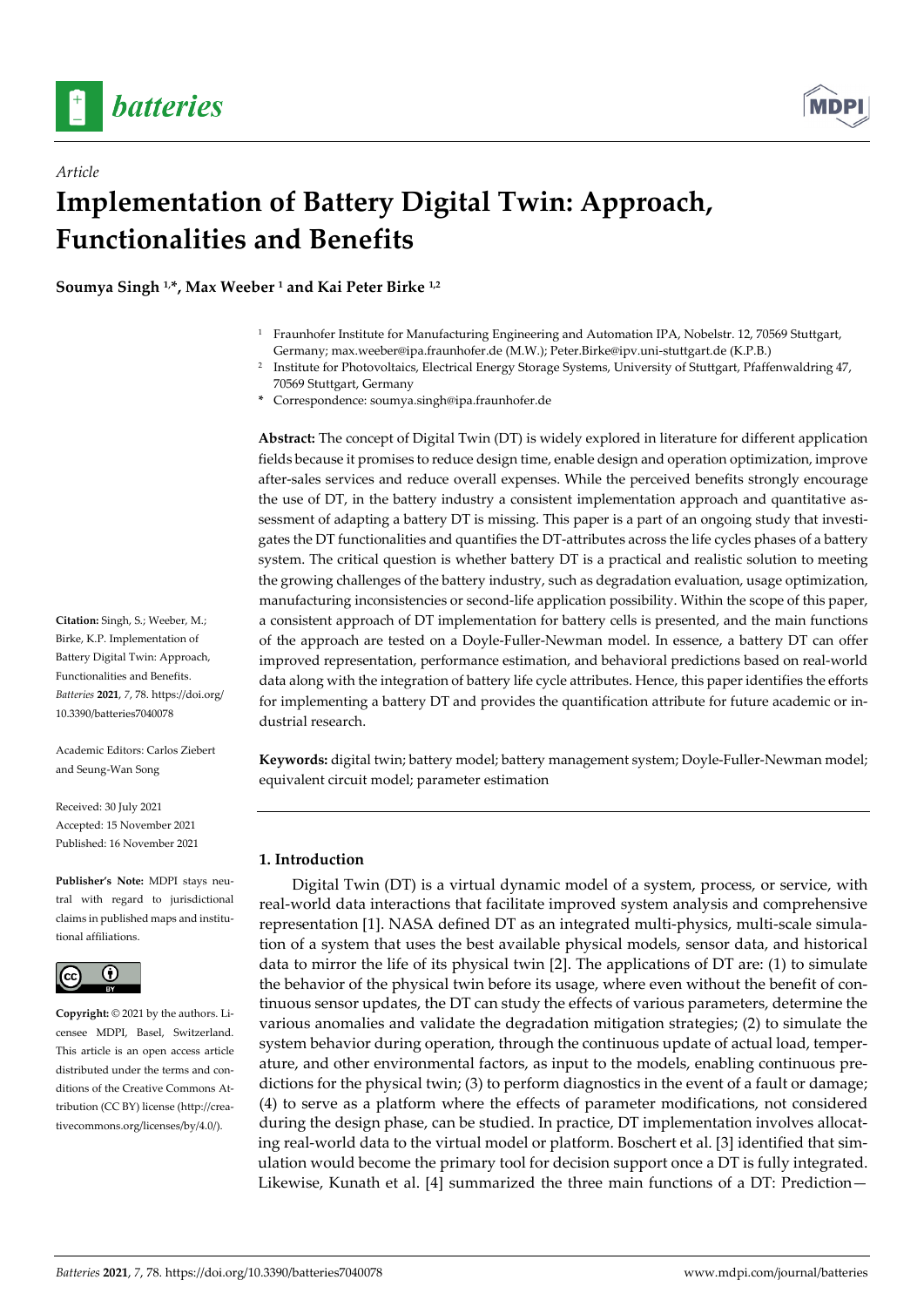*Article*

# Implementation of Battery Digital Twin: Approach, Functionalities and Benefits

**Soumya Singh [1,*], Max Weeber [1] and Kai Peter Birke [1,2]**

[1] Fraunhofer Institute for Manufacturing Engineering and Automation IPA, Nobelstr. 12, 70569 Stuttgart, Germany; max.weeber@ipa.fraunhofer.de (M.W.); Peter.Birke@ipv.uni-stuttgart.de (K.P.B.)

[2] Institute for Photovoltaics, Electrical Energy Storage Systems, University of Stuttgart, Pfaffenwaldring 47, 70569 Stuttgart, Germany

\* Correspondence: soumya.singh@ipa.fraunhofer.de

**Abstract:** The concept of Digital Twin (DT) is widely explored in literature for different application fields because it promises to reduce design time, enable design and operation optimization, improve after-sales services and reduce overall expenses. While the perceived benefits strongly encourage the use of DT, in the battery industry a consistent implementation approach and quantitative assessment of adapting a battery DT is missing. This paper is a part of an ongoing study that investigates the DT functionalities and quantifies the DT-attributes across the life cycles phases of a battery system. The critical question is whether battery DT is a practical and realistic solution to meeting the growing challenges of the battery industry, such as degradation evaluation, usage optimization, manufacturing inconsistencies or second-life application possibility. Within the scope of this paper, a consistent approach of DT implementation for battery cells is presented, and the main functions of the approach are tested on a Doyle-Fuller-Newman model. In essence, a battery DT can offer improved representation, performance estimation, and behavioral predictions based on real-world data along with the integration of battery life cycle attributes. Hence, this paper identifies the efforts for implementing a battery DT and provides the quantification attribute for future academic or industrial research.

**Keywords:** digital twin; battery model; battery management system; Doyle-Fuller-Newman model; equivalent circuit model; parameter estimation

**Citation:** Singh, S.; Weeber, M.; Birke, K.P. Implementation of Battery Digital Twin: Approach, Functionalities and Benefits. *Batteries* **2021**, *7*, 78. https://doi.org/10.3390/batteries7040078

Academic Editors: Carlos Ziebert and Seung-Wan Song

Received: 30 July 2021
Accepted: 15 November 2021
Published: 16 November 2021

**Publisher's Note:** MDPI stays neutral with regard to jurisdictional claims in published maps and institutional affiliations.

**Copyright:** © 2021 by the authors. Licensee MDPI, Basel, Switzerland. This article is an open access article distributed under the terms and conditions of the Creative Commons Attribution (CC BY) license (http://creativecommons.org/licenses/by/4.0/).

## 1. Introduction

Digital Twin (DT) is a virtual dynamic model of a system, process, or service, with real-world data interactions that facilitate improved system analysis and comprehensive representation [1]. NASA defined DT as an integrated multi-physics, multi-scale simulation of a system that uses the best available physical models, sensor data, and historical data to mirror the life of its physical twin [2]. The applications of DT are: (1) to simulate the behavior of the physical twin before its usage, where even without the benefit of continuous sensor updates, the DT can study the effects of various parameters, determine the various anomalies and validate the degradation mitigation strategies; (2) to simulate the system behavior during operation, through the continuous update of actual load, temperature, and other environmental factors, as input to the models, enabling continuous predictions for the physical twin; (3) to perform diagnostics in the event of a fault or damage; (4) to serve as a platform where the effects of parameter modifications, not considered during the design phase, can be studied. In practice, DT implementation involves allocating real-world data to the virtual model or platform. Boschert et al. [3] identified that simulation would become the primary tool for decision support once a DT is fully integrated. Likewise, Kunath et al. [4] summarized the three main functions of a DT: Prediction—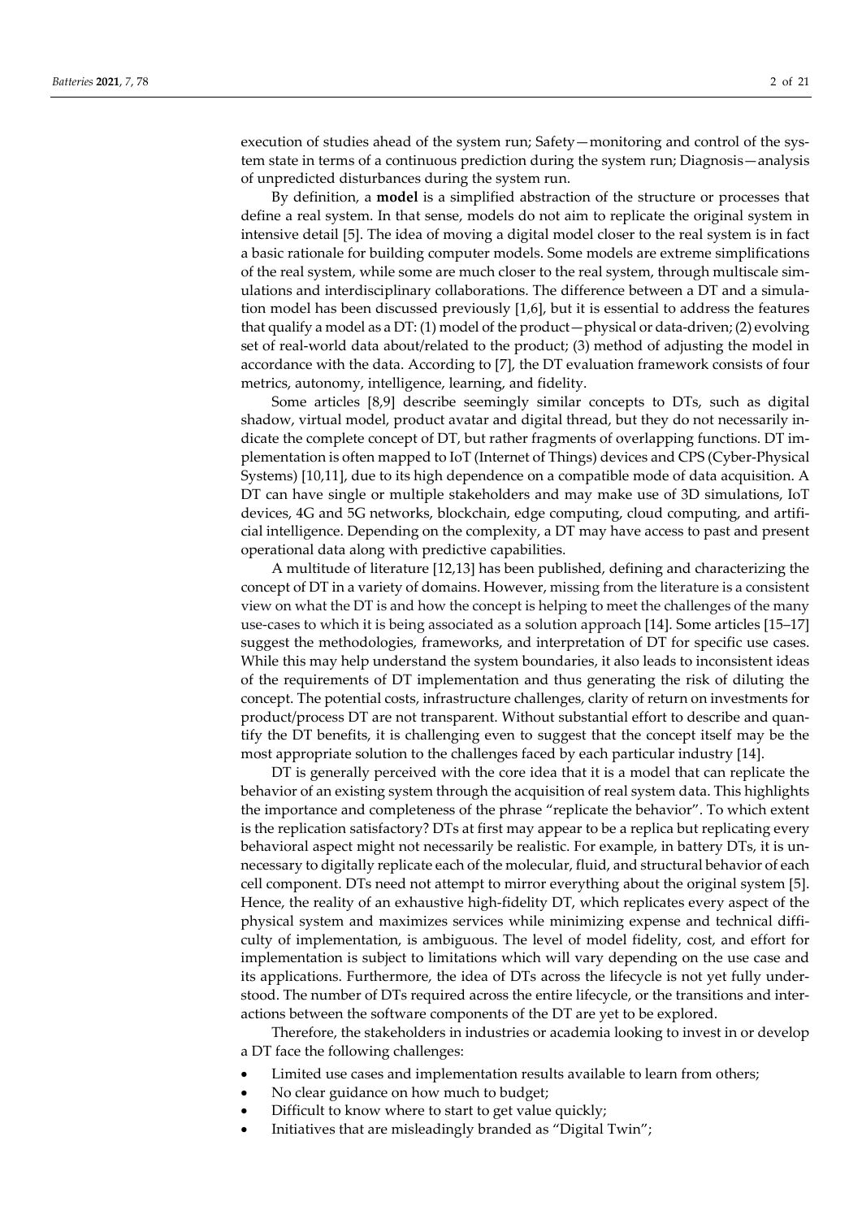execution of studies ahead of the system run; Safety—monitoring and control of the system state in terms of a continuous prediction during the system run; Diagnosis—analysis of unpredicted disturbances during the system run.

By definition, a **model** is a simplified abstraction of the structure or processes that define a real system. In that sense, models do not aim to replicate the original system in intensive detail [5]. The idea of moving a digital model closer to the real system is in fact a basic rationale for building computer models. Some models are extreme simplifications of the real system, while some are much closer to the real system, through multiscale simulations and interdisciplinary collaborations. The difference between a DT and a simulation model has been discussed previously [1,6], but it is essential to address the features that qualify a model as a DT: (1) model of the product—physical or data-driven; (2) evolving set of real-world data about/related to the product; (3) method of adjusting the model in accordance with the data. According to [7], the DT evaluation framework consists of four metrics, autonomy, intelligence, learning, and fidelity.

Some articles [8,9] describe seemingly similar concepts to DTs, such as digital shadow, virtual model, product avatar and digital thread, but they do not necessarily indicate the complete concept of DT, but rather fragments of overlapping functions. DT implementation is often mapped to IoT (Internet of Things) devices and CPS (Cyber-Physical Systems) [10,11], due to its high dependence on a compatible mode of data acquisition. A DT can have single or multiple stakeholders and may make use of 3D simulations, IoT devices, 4G and 5G networks, blockchain, edge computing, cloud computing, and artificial intelligence. Depending on the complexity, a DT may have access to past and present operational data along with predictive capabilities.

A multitude of literature [12,13] has been published, defining and characterizing the concept of DT in a variety of domains. However, missing from the literature is a consistent view on what the DT is and how the concept is helping to meet the challenges of the many use-cases to which it is being associated as a solution approach [14]. Some articles [15–17] suggest the methodologies, frameworks, and interpretation of DT for specific use cases. While this may help understand the system boundaries, it also leads to inconsistent ideas of the requirements of DT implementation and thus generating the risk of diluting the concept. The potential costs, infrastructure challenges, clarity of return on investments for product/process DT are not transparent. Without substantial effort to describe and quantify the DT benefits, it is challenging even to suggest that the concept itself may be the most appropriate solution to the challenges faced by each particular industry [14].

DT is generally perceived with the core idea that it is a model that can replicate the behavior of an existing system through the acquisition of real system data. This highlights the importance and completeness of the phrase "replicate the behavior". To which extent is the replication satisfactory? DTs at first may appear to be a replica but replicating every behavioral aspect might not necessarily be realistic. For example, in battery DTs, it is unnecessary to digitally replicate each of the molecular, fluid, and structural behavior of each cell component. DTs need not attempt to mirror everything about the original system [5]. Hence, the reality of an exhaustive high-fidelity DT, which replicates every aspect of the physical system and maximizes services while minimizing expense and technical difficulty of implementation, is ambiguous. The level of model fidelity, cost, and effort for implementation is subject to limitations which will vary depending on the use case and its applications. Furthermore, the idea of DTs across the lifecycle is not yet fully understood. The number of DTs required across the entire lifecycle, or the transitions and interactions between the software components of the DT are yet to be explored.

Therefore, the stakeholders in industries or academia looking to invest in or develop a DT face the following challenges:

- Limited use cases and implementation results available to learn from others;
- No clear guidance on how much to budget;
- Difficult to know where to start to get value quickly;
- Initiatives that are misleadingly branded as "Digital Twin";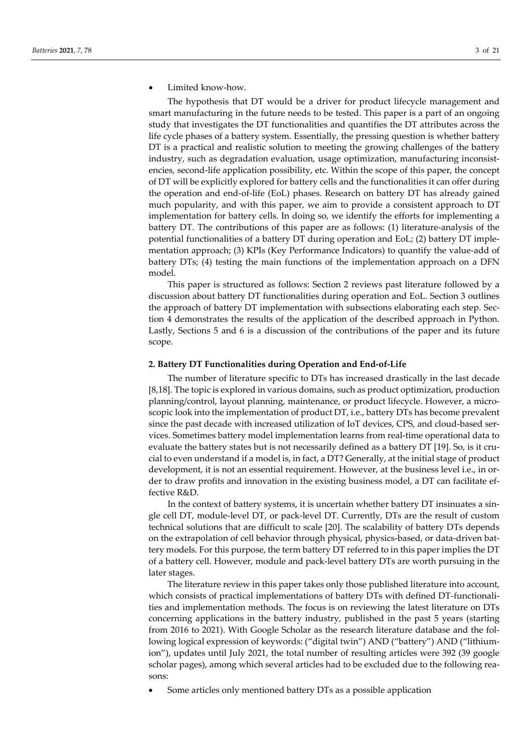- Limited know-how.

The hypothesis that DT would be a driver for product lifecycle management and smart manufacturing in the future needs to be tested. This paper is a part of an ongoing study that investigates the DT functionalities and quantifies the DT attributes across the life cycle phases of a battery system. Essentially, the pressing question is whether battery DT is a practical and realistic solution to meeting the growing challenges of the battery industry, such as degradation evaluation, usage optimization, manufacturing inconsistencies, second-life application possibility, etc. Within the scope of this paper, the concept of DT will be explicitly explored for battery cells and the functionalities it can offer during the operation and end-of-life (EoL) phases. Research on battery DT has already gained much popularity, and with this paper, we aim to provide a consistent approach to DT implementation for battery cells. In doing so, we identify the efforts for implementing a battery DT. The contributions of this paper are as follows: (1) literature-analysis of the potential functionalities of a battery DT during operation and EoL; (2) battery DT implementation approach; (3) KPIs (Key Performance Indicators) to quantify the value-add of battery DTs; (4) testing the main functions of the implementation approach on a DFN model.

This paper is structured as follows: Section 2 reviews past literature followed by a discussion about battery DT functionalities during operation and EoL. Section 3 outlines the approach of battery DT implementation with subsections elaborating each step. Section 4 demonstrates the results of the application of the described approach in Python. Lastly, Sections 5 and 6 is a discussion of the contributions of the paper and its future scope.

## 2. Battery DT Functionalities during Operation and End-of-Life

The number of literature specific to DTs has increased drastically in the last decade [8,18]. The topic is explored in various domains, such as product optimization, production planning/control, layout planning, maintenance, or product lifecycle. However, a microscopic look into the implementation of product DT, i.e., battery DTs has become prevalent since the past decade with increased utilization of IoT devices, CPS, and cloud-based services. Sometimes battery model implementation learns from real-time operational data to evaluate the battery states but is not necessarily defined as a battery DT [19]. So, is it crucial to even understand if a model is, in fact, a DT? Generally, at the initial stage of product development, it is not an essential requirement. However, at the business level i.e., in order to draw profits and innovation in the existing business model, a DT can facilitate effective R&D.

In the context of battery systems, it is uncertain whether battery DT insinuates a single cell DT, module-level DT, or pack-level DT. Currently, DTs are the result of custom technical solutions that are difficult to scale [20]. The scalability of battery DTs depends on the extrapolation of cell behavior through physical, physics-based, or data-driven battery models. For this purpose, the term battery DT referred to in this paper implies the DT of a battery cell. However, module and pack-level battery DTs are worth pursuing in the later stages.

The literature review in this paper takes only those published literature into account, which consists of practical implementations of battery DTs with defined DT-functionalities and implementation methods. The focus is on reviewing the latest literature on DTs concerning applications in the battery industry, published in the past 5 years (starting from 2016 to 2021). With Google Scholar as the research literature database and the following logical expression of keywords: ("digital twin") AND ("battery") AND ("lithium-ion"), updates until July 2021, the total number of resulting articles were 392 (39 google scholar pages), among which several articles had to be excluded due to the following reasons:

- Some articles only mentioned battery DTs as a possible application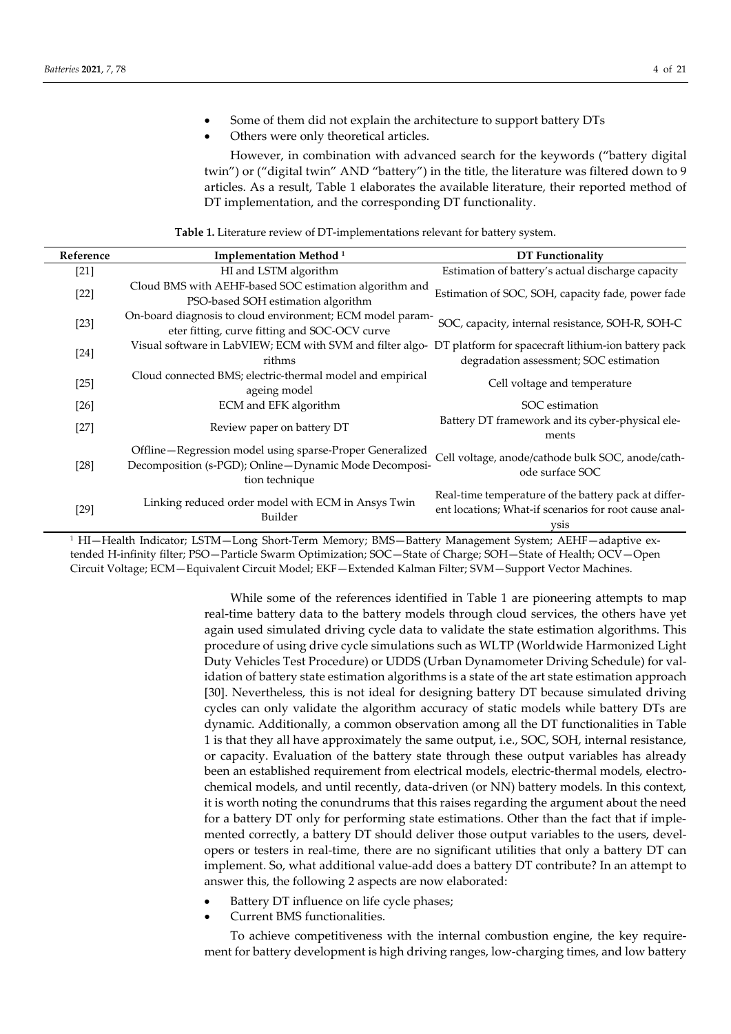- Some of them did not explain the architecture to support battery DTs
- Others were only theoretical articles.

However, in combination with advanced search for the keywords ("battery digital twin") or ("digital twin" AND "battery") in the title, the literature was filtered down to 9 articles. As a result, Table 1 elaborates the available literature, their reported method of DT implementation, and the corresponding DT functionality.

**Table 1.** Literature review of DT-implementations relevant for battery system.

| Reference | Implementation Method [1] | DT Functionality |
|---|---|---|
| [21] | HI and LSTM algorithm | Estimation of battery's actual discharge capacity |
| [22] | Cloud BMS with AEHF-based SOC estimation algorithm and PSO-based SOH estimation algorithm | Estimation of SOC, SOH, capacity fade, power fade |
| [23] | On-board diagnosis to cloud environment; ECM model parameter fitting, curve fitting and SOC-OCV curve | SOC, capacity, internal resistance, SOH-R, SOH-C |
| [24] | Visual software in LabVIEW; ECM with SVM and filter algorithms | DT platform for spacecraft lithium-ion battery pack degradation assessment; SOC estimation |
| [25] | Cloud connected BMS; electric-thermal model and empirical ageing model | Cell voltage and temperature |
| [26] | ECM and EFK algorithm | SOC estimation |
| [27] | Review paper on battery DT | Battery DT framework and its cyber-physical elements |
| [28] | Offline—Regression model using sparse-Proper Generalized Decomposition (s-PGD); Online—Dynamic Mode Decomposition technique | Cell voltage, anode/cathode bulk SOC, anode/cathode surface SOC |
| [29] | Linking reduced order model with ECM in Ansys Twin Builder | Real-time temperature of the battery pack at different locations; What-if scenarios for root cause analysis |

[1] HI—Health Indicator; LSTM—Long Short-Term Memory; BMS—Battery Management System; AEHF—adaptive extended H-infinity filter; PSO—Particle Swarm Optimization; SOC—State of Charge; SOH—State of Health; OCV—Open Circuit Voltage; ECM—Equivalent Circuit Model; EKF—Extended Kalman Filter; SVM—Support Vector Machines.

While some of the references identified in Table 1 are pioneering attempts to map real-time battery data to the battery models through cloud services, the others have yet again used simulated driving cycle data to validate the state estimation algorithms. This procedure of using drive cycle simulations such as WLTP (Worldwide Harmonized Light Duty Vehicles Test Procedure) or UDDS (Urban Dynamometer Driving Schedule) for validation of battery state estimation algorithms is a state of the art state estimation approach [30]. Nevertheless, this is not ideal for designing battery DT because simulated driving cycles can only validate the algorithm accuracy of static models while battery DTs are dynamic. Additionally, a common observation among all the DT functionalities in Table 1 is that they all have approximately the same output, i.e., SOC, SOH, internal resistance, or capacity. Evaluation of the battery state through these output variables has already been an established requirement from electrical models, electric-thermal models, electrochemical models, and until recently, data-driven (or NN) battery models. In this context, it is worth noting the conundrums that this raises regarding the argument about the need for a battery DT only for performing state estimations. Other than the fact that if implemented correctly, a battery DT should deliver those output variables to the users, developers or testers in real-time, there are no significant utilities that only a battery DT can implement. So, what additional value-add does a battery DT contribute? In an attempt to answer this, the following 2 aspects are now elaborated:

- Battery DT influence on life cycle phases;
- Current BMS functionalities.

To achieve competitiveness with the internal combustion engine, the key requirement for battery development is high driving ranges, low-charging times, and low battery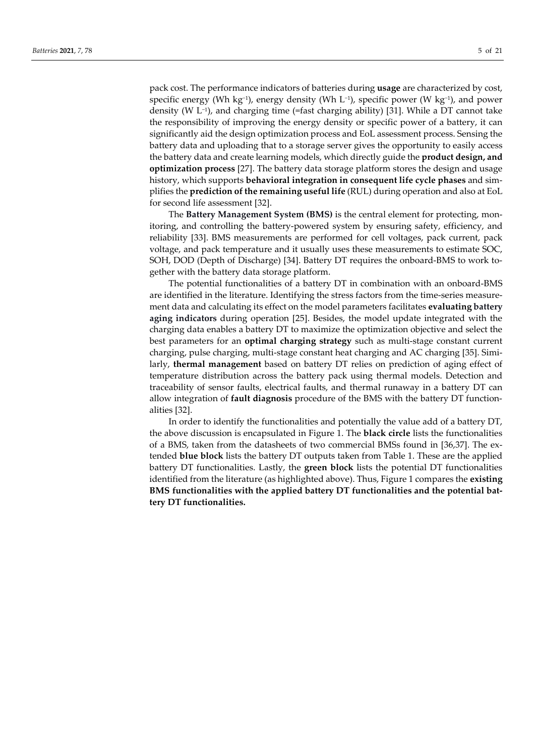pack cost. The performance indicators of batteries during **usage** are characterized by cost, specific energy (Wh $kg^{-1}$), energy density (Wh $L^{-1}$), specific power (W $kg^{-1}$), and power density (W $L^{-1}$), and charging time (=fast charging ability) [31]. While a DT cannot take the responsibility of improving the energy density or specific power of a battery, it can significantly aid the design optimization process and EoL assessment process. Sensing the battery data and uploading that to a storage server gives the opportunity to easily access the battery data and create learning models, which directly guide the **product design, and optimization process** [27]. The battery data storage platform stores the design and usage history, which supports **behavioral integration in consequent life cycle phases** and simplifies the **prediction of the remaining useful life** (RUL) during operation and also at EoL for second life assessment [32].

The **Battery Management System (BMS)** is the central element for protecting, monitoring, and controlling the battery-powered system by ensuring safety, efficiency, and reliability [33]. BMS measurements are performed for cell voltages, pack current, pack voltage, and pack temperature and it usually uses these measurements to estimate SOC, SOH, DOD (Depth of Discharge) [34]. Battery DT requires the onboard-BMS to work together with the battery data storage platform.

The potential functionalities of a battery DT in combination with an onboard-BMS are identified in the literature. Identifying the stress factors from the time-series measurement data and calculating its effect on the model parameters facilitates **evaluating battery aging indicators** during operation [25]. Besides, the model update integrated with the charging data enables a battery DT to maximize the optimization objective and select the best parameters for an **optimal charging strategy** such as multi-stage constant current charging, pulse charging, multi-stage constant heat charging and AC charging [35]. Similarly, **thermal management** based on battery DT relies on prediction of aging effect of temperature distribution across the battery pack using thermal models. Detection and traceability of sensor faults, electrical faults, and thermal runaway in a battery DT can allow integration of **fault diagnosis** procedure of the BMS with the battery DT functionalities [32].

In order to identify the functionalities and potentially the value add of a battery DT, the above discussion is encapsulated in Figure 1. The **black circle** lists the functionalities of a BMS, taken from the datasheets of two commercial BMSs found in [36,37]. The extended **blue block** lists the battery DT outputs taken from Table 1. These are the applied battery DT functionalities. Lastly, the **green block** lists the potential DT functionalities identified from the literature (as highlighted above). Thus, Figure 1 compares the **existing BMS functionalities with the applied battery DT functionalities and the potential battery DT functionalities.**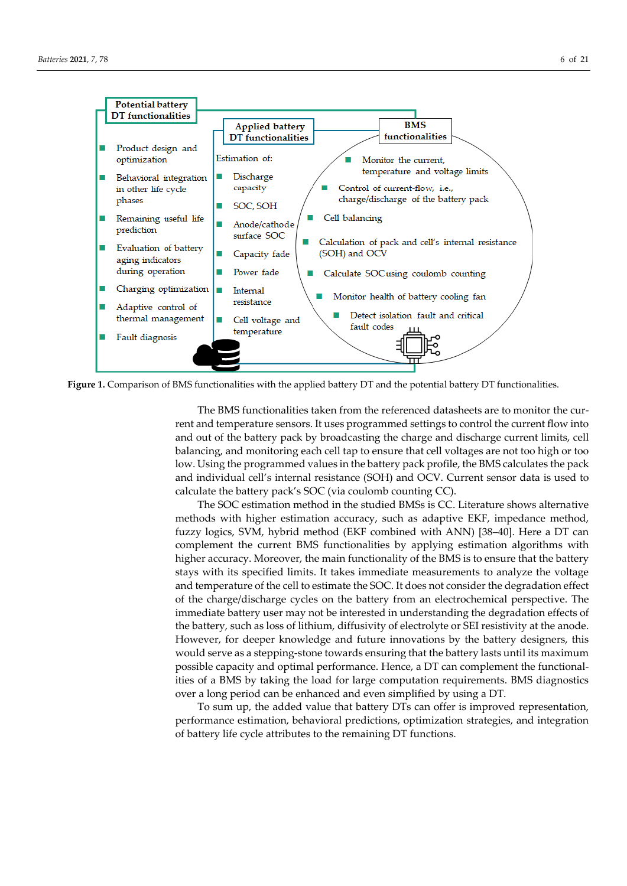**Potential battery DT functionalities**

- Product design and optimization
- Behavioral integration in other life cycle phases
- Remaining useful life prediction
- Evaluation of battery aging indicators during operation
- Charging optimization
- Adaptive control of thermal management
- Fault diagnosis

**Applied battery DT functionalities**

Estimation of:

- Discharge capacity
- SOC, SOH
- Anode/cathode surface SOC
- Capacity fade
- Power fade
- Internal resistance
- Cell voltage and temperature

**BMS functionalities**

- Monitor the current, temperature and voltage limits
- Control of current-flow, i.e., charge/discharge of the battery pack
- Cell balancing
- Calculation of pack and cell's internal resistance (SOH) and OCV
- Calculate SOC using coulomb counting
- Monitor health of battery cooling fan
- Detect isolation fault and critical fault codes

**Figure 1.** Comparison of BMS functionalities with the applied battery DT and the potential battery DT functionalities.

The BMS functionalities taken from the referenced datasheets are to monitor the current and temperature sensors. It uses programmed settings to control the current flow into and out of the battery pack by broadcasting the charge and discharge current limits, cell balancing, and monitoring each cell tap to ensure that cell voltages are not too high or too low. Using the programmed values in the battery pack profile, the BMS calculates the pack and individual cell's internal resistance (SOH) and OCV. Current sensor data is used to calculate the battery pack's SOC (via coulomb counting CC).

The SOC estimation method in the studied BMSs is CC. Literature shows alternative methods with higher estimation accuracy, such as adaptive EKF, impedance method, fuzzy logics, SVM, hybrid method (EKF combined with ANN) [38–40]. Here a DT can complement the current BMS functionalities by applying estimation algorithms with higher accuracy. Moreover, the main functionality of the BMS is to ensure that the battery stays with its specified limits. It takes immediate measurements to analyze the voltage and temperature of the cell to estimate the SOC. It does not consider the degradation effect of the charge/discharge cycles on the battery from an electrochemical perspective. The immediate battery user may not be interested in understanding the degradation effects of the battery, such as loss of lithium, diffusivity of electrolyte or SEI resistivity at the anode. However, for deeper knowledge and future innovations by the battery designers, this would serve as a stepping-stone towards ensuring that the battery lasts until its maximum possible capacity and optimal performance. Hence, a DT can complement the functionalities of a BMS by taking the load for large computation requirements. BMS diagnostics over a long period can be enhanced and even simplified by using a DT.

To sum up, the added value that battery DTs can offer is improved representation, performance estimation, behavioral predictions, optimization strategies, and integration of battery life cycle attributes to the remaining DT functions.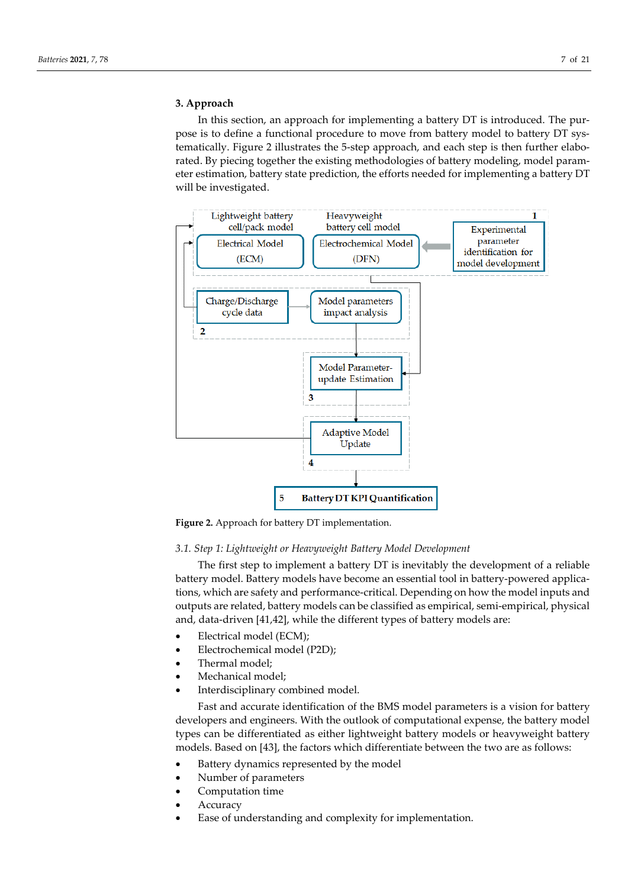## 3. Approach

In this section, an approach for implementing a battery DT is introduced. The purpose is to define a functional procedure to move from battery model to battery DT systematically. Figure 2 illustrates the 5-step approach, and each step is then further elaborated. By piecing together the existing methodologies of battery modeling, model parameter estimation, battery state prediction, the efforts needed for implementing a battery DT will be investigated.

**Figure 2.** Approach for battery DT implementation.

### 3.1. Step 1: Lightweight or Heavyweight Battery Model Development

The first step to implement a battery DT is inevitably the development of a reliable battery model. Battery models have become an essential tool in battery-powered applications, which are safety and performance-critical. Depending on how the model inputs and outputs are related, battery models can be classified as empirical, semi-empirical, physical and, data-driven [41,42], while the different types of battery models are:

- Electrical model (ECM);
- Electrochemical model (P2D);
- Thermal model;
- Mechanical model;
- Interdisciplinary combined model.

Fast and accurate identification of the BMS model parameters is a vision for battery developers and engineers. With the outlook of computational expense, the battery model types can be differentiated as either lightweight battery models or heavyweight battery models. Based on [43], the factors which differentiate between the two are as follows:

- Battery dynamics represented by the model
- Number of parameters
- Computation time
- Accuracy
- Ease of understanding and complexity for implementation.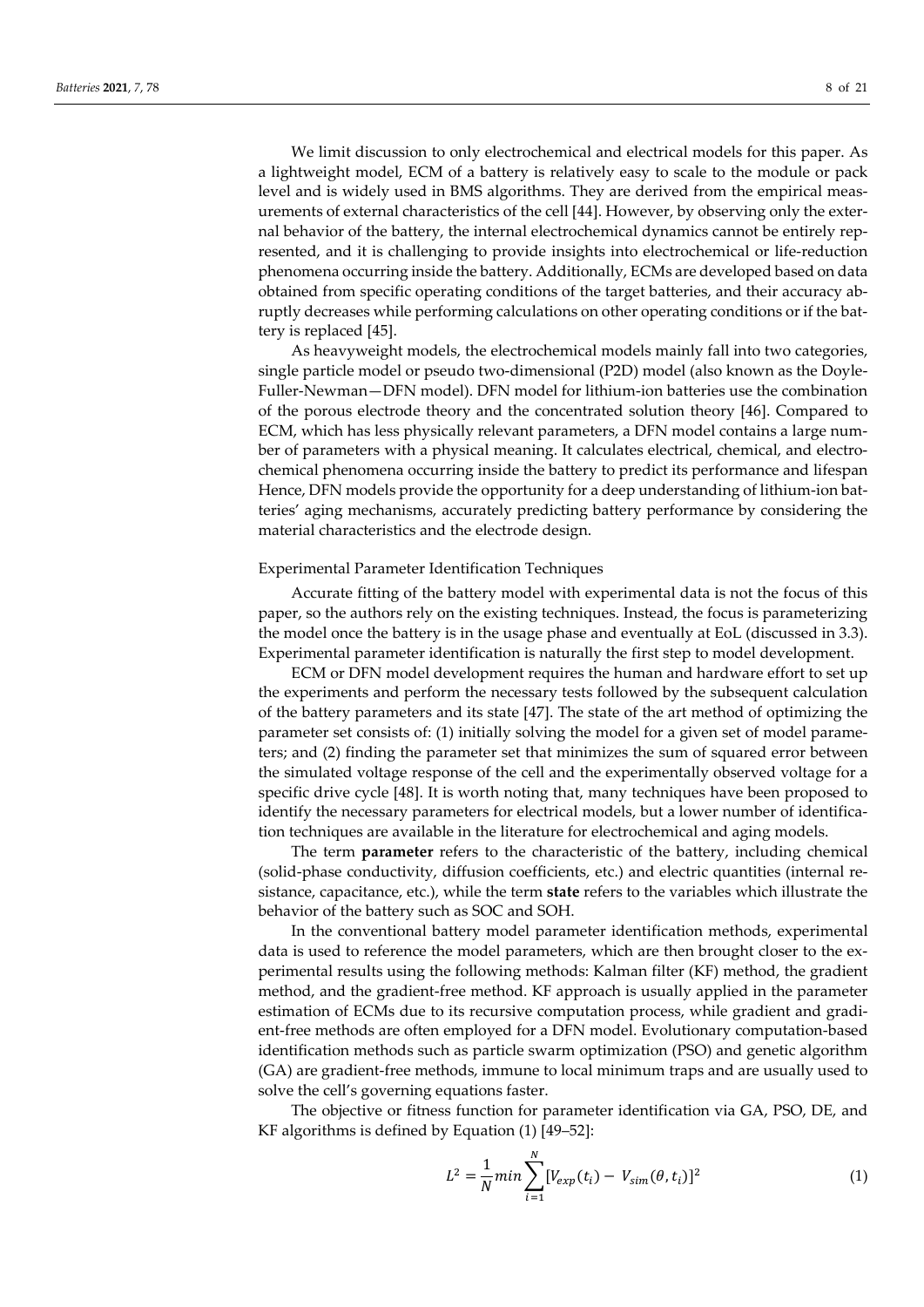We limit discussion to only electrochemical and electrical models for this paper. As a lightweight model, ECM of a battery is relatively easy to scale to the module or pack level and is widely used in BMS algorithms. They are derived from the empirical measurements of external characteristics of the cell [44]. However, by observing only the external behavior of the battery, the internal electrochemical dynamics cannot be entirely represented, and it is challenging to provide insights into electrochemical or life-reduction phenomena occurring inside the battery. Additionally, ECMs are developed based on data obtained from specific operating conditions of the target batteries, and their accuracy abruptly decreases while performing calculations on other operating conditions or if the battery is replaced [45].

As heavyweight models, the electrochemical models mainly fall into two categories, single particle model or pseudo two-dimensional (P2D) model (also known as the Doyle-Fuller-Newman—DFN model). DFN model for lithium-ion batteries use the combination of the porous electrode theory and the concentrated solution theory [46]. Compared to ECM, which has less physically relevant parameters, a DFN model contains a large number of parameters with a physical meaning. It calculates electrical, chemical, and electrochemical phenomena occurring inside the battery to predict its performance and lifespan Hence, DFN models provide the opportunity for a deep understanding of lithium-ion batteries' aging mechanisms, accurately predicting battery performance by considering the material characteristics and the electrode design.

Experimental Parameter Identification Techniques

Accurate fitting of the battery model with experimental data is not the focus of this paper, so the authors rely on the existing techniques. Instead, the focus is parameterizing the model once the battery is in the usage phase and eventually at EoL (discussed in 3.3). Experimental parameter identification is naturally the first step to model development.

ECM or DFN model development requires the human and hardware effort to set up the experiments and perform the necessary tests followed by the subsequent calculation of the battery parameters and its state [47]. The state of the art method of optimizing the parameter set consists of: (1) initially solving the model for a given set of model parameters; and (2) finding the parameter set that minimizes the sum of squared error between the simulated voltage response of the cell and the experimentally observed voltage for a specific drive cycle [48]. It is worth noting that, many techniques have been proposed to identify the necessary parameters for electrical models, but a lower number of identification techniques are available in the literature for electrochemical and aging models.

The term **parameter** refers to the characteristic of the battery, including chemical (solid-phase conductivity, diffusion coefficients, etc.) and electric quantities (internal resistance, capacitance, etc.), while the term **state** refers to the variables which illustrate the behavior of the battery such as SOC and SOH.

In the conventional battery model parameter identification methods, experimental data is used to reference the model parameters, which are then brought closer to the experimental results using the following methods: Kalman filter (KF) method, the gradient method, and the gradient-free method. KF approach is usually applied in the parameter estimation of ECMs due to its recursive computation process, while gradient and gradient-free methods are often employed for a DFN model. Evolutionary computation-based identification methods such as particle swarm optimization (PSO) and genetic algorithm (GA) are gradient-free methods, immune to local minimum traps and are usually used to solve the cell's governing equations faster.

The objective or fitness function for parameter identification via GA, PSO, DE, and KF algorithms is defined by Equation (1) [49–52]:

$$L^2 = \frac{1}{N} min \sum_{i=1}^{N} [V_{exp}(t_i) - V_{sim}(\theta, t_i)]^2 \tag{1}$$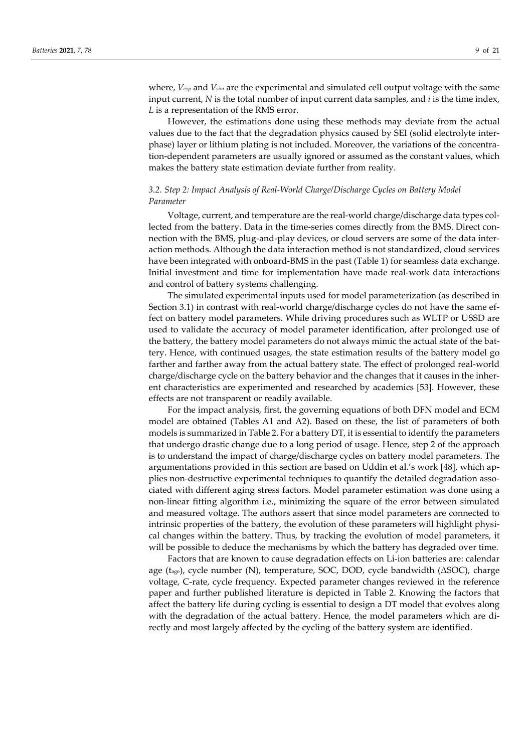where, $V_{exp}$ and $V_{sim}$ are the experimental and simulated cell output voltage with the same input current, $N$ is the total number of input current data samples, and $i$ is the time index, $L$ is a representation of the RMS error.

However, the estimations done using these methods may deviate from the actual values due to the fact that the degradation physics caused by SEI (solid electrolyte interphase) layer or lithium plating is not included. Moreover, the variations of the concentration-dependent parameters are usually ignored or assumed as the constant values, which makes the battery state estimation deviate further from reality.

### *3.2. Step 2: Impact Analysis of Real-World Charge/Discharge Cycles on Battery Model Parameter*

Voltage, current, and temperature are the real-world charge/discharge data types collected from the battery. Data in the time-series comes directly from the BMS. Direct connection with the BMS, plug-and-play devices, or cloud servers are some of the data interaction methods. Although the data interaction method is not standardized, cloud services have been integrated with onboard-BMS in the past (Table 1) for seamless data exchange. Initial investment and time for implementation have made real-work data interactions and control of battery systems challenging.

The simulated experimental inputs used for model parameterization (as described in Section 3.1) in contrast with real-world charge/discharge cycles do not have the same effect on battery model parameters. While driving procedures such as WLTP or USSD are used to validate the accuracy of model parameter identification, after prolonged use of the battery, the battery model parameters do not always mimic the actual state of the battery. Hence, with continued usages, the state estimation results of the battery model go farther and farther away from the actual battery state. The effect of prolonged real-world charge/discharge cycle on the battery behavior and the changes that it causes in the inherent characteristics are experimented and researched by academics [53]. However, these effects are not transparent or readily available.

For the impact analysis, first, the governing equations of both DFN model and ECM model are obtained (Tables A1 and A2). Based on these, the list of parameters of both models is summarized in Table 2. For a battery DT, it is essential to identify the parameters that undergo drastic change due to a long period of usage. Hence, step 2 of the approach is to understand the impact of charge/discharge cycles on battery model parameters. The argumentations provided in this section are based on Uddin et al.'s work [48], which applies non-destructive experimental techniques to quantify the detailed degradation associated with different aging stress factors. Model parameter estimation was done using a non-linear fitting algorithm i.e., minimizing the square of the error between simulated and measured voltage. The authors assert that since model parameters are connected to intrinsic properties of the battery, the evolution of these parameters will highlight physical changes within the battery. Thus, by tracking the evolution of model parameters, it will be possible to deduce the mechanisms by which the battery has degraded over time.

Factors that are known to cause degradation effects on Li-ion batteries are: calendar age ($t_{age}$), cycle number (N), temperature, SOC, DOD, cycle bandwidth ($\Delta$SOC), charge voltage, C-rate, cycle frequency. Expected parameter changes reviewed in the reference paper and further published literature is depicted in Table 2. Knowing the factors that affect the battery life during cycling is essential to design a DT model that evolves along with the degradation of the actual battery. Hence, the model parameters which are directly and most largely affected by the cycling of the battery system are identified.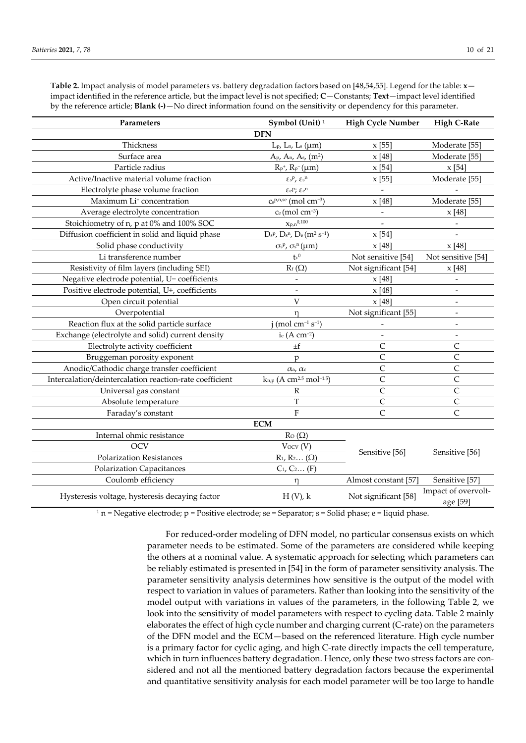**Table 2.** Impact analysis of model parameters vs. battery degradation factors based on [48,54,55]. Legend for the table: **x**—impact identified in the reference article, but the impact level is not specified; **C**—Constants; **Text**—impact level identified by the reference article; **Blank (-)**—No direct information found on the sensitivity or dependency for this parameter.

| Parameters | Symbol (Unit) [1] | High Cycle Number | High C-Rate |
|---|---|---|---|
| **DFN** | | | |
| Thickness | $L_p$, $L_n$, $L_s$ (μm) | x [55] | Moderate [55] |
| Surface area | $A_p$, $A_n$, $A_s$, (m$^2$) | x [48] | Moderate [55] |
| Particle radius | $R_p^+$, $R_p^-$ (μm) | x [54] | x [54] |
| Active/Inactive material volume fraction | $\varepsilon_s^p$, $\varepsilon_s^n$ | x [55] | Moderate [55] |
| Electrolyte phase volume fraction | $\varepsilon_e^p$; $\varepsilon_e^n$ | - | - |
| Maximum Li$^+$ concentration | $c_s^{p,n,se}$ (mol cm$^{-3}$) | x [48] | Moderate [55] |
| Average electrolyte concentration | $c_e$ (mol cm$^{-3}$) | - | x [48] |
| Stoichiometry of n, p at 0% and 100% SOC | $x_{p,n}^{0,100}$ | - | - |
| Diffusion coefficient in solid and liquid phase | $D_s^p$, $D_s^n$, $D_e$ (m$^2$ s$^{-1}$) | x [54] | - |
| Solid phase conductivity | $\sigma_s^p$, $\sigma_s^n$ (μm) | x [48] | x [48] |
| Li transference number | $t_+^0$ | Not sensitive [54] | Not sensitive [54] |
| Resistivity of film layers (including SEI) | $R_f$ (Ω) | Not significant [54] | x [48] |
| Negative electrode potential, U− coefficients | - | x [48] | - |
| Positive electrode potential, U+, coefficients | - | x [48] | - |
| Open circuit potential | V | x [48] | - |
| Overpotential | η | Not significant [55] | - |
| Reaction flux at the solid particle surface | j (mol cm$^{-1}$ s$^{-1}$) | - | - |
| Exchange (electrolyte and solid) current density | $i_e$ (A cm$^{-2}$) | - | - |
| Electrolyte activity coefficient | ±f | C | C |
| Bruggeman porosity exponent | p | C | C |
| Anodic/Cathodic charge transfer coefficient | $\alpha_a$, $\alpha_c$ | C | C |
| Intercalation/deintercalation reaction-rate coefficient | $k_{n,p}$ (A cm$^{2.5}$ mol$^{-1.5}$) | C | C |
| Universal gas constant | R | C | C |
| Absolute temperature | T | C | C |
| Faraday's constant | F | C | C |
| **ECM** | | | |
| Internal ohmic resistance | $R_O$ (Ω) | Sensitive [56] | Sensitive [56] |
| OCV | $V_{OCV}$ (V) | | |
| Polarization Resistances | $R_1$, $R_2$… (Ω) | | |
| Polarization Capacitances | $C_1$, $C_2$… (F) | | |
| Coulomb efficiency | η | Almost constant [57] | Sensitive [57] |
| Hysteresis voltage, hysteresis decaying factor | H (V), k | Not significant [58] | Impact of overvoltage [59] |

[1] n = Negative electrode; p = Positive electrode; se = Separator; s = Solid phase; e = liquid phase.

For reduced-order modeling of DFN model, no particular consensus exists on which parameter needs to be estimated. Some of the parameters are considered while keeping the others at a nominal value. A systematic approach for selecting which parameters can be reliably estimated is presented in [54] in the form of parameter sensitivity analysis. The parameter sensitivity analysis determines how sensitive is the output of the model with respect to variation in values of parameters. Rather than looking into the sensitivity of the model output with variations in values of the parameters, in the following Table 2, we look into the sensitivity of model parameters with respect to cycling data. Table 2 mainly elaborates the effect of high cycle number and charging current (C-rate) on the parameters of the DFN model and the ECM—based on the referenced literature. High cycle number is a primary factor for cyclic aging, and high C-rate directly impacts the cell temperature, which in turn influences battery degradation. Hence, only these two stress factors are considered and not all the mentioned battery degradation factors because the experimental and quantitative sensitivity analysis for each model parameter will be too large to handle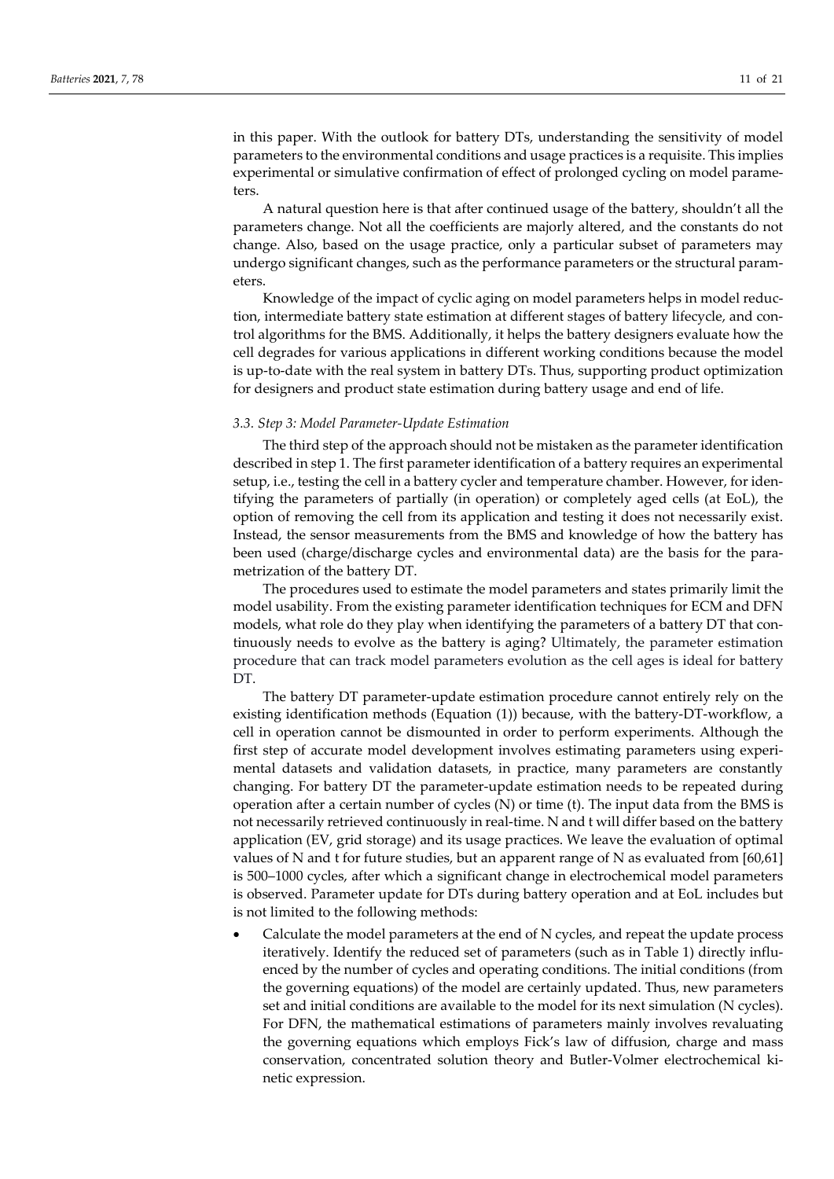in this paper. With the outlook for battery DTs, understanding the sensitivity of model parameters to the environmental conditions and usage practices is a requisite. This implies experimental or simulative confirmation of effect of prolonged cycling on model parameters.

A natural question here is that after continued usage of the battery, shouldn't all the parameters change. Not all the coefficients are majorly altered, and the constants do not change. Also, based on the usage practice, only a particular subset of parameters may undergo significant changes, such as the performance parameters or the structural parameters.

Knowledge of the impact of cyclic aging on model parameters helps in model reduction, intermediate battery state estimation at different stages of battery lifecycle, and control algorithms for the BMS. Additionally, it helps the battery designers evaluate how the cell degrades for various applications in different working conditions because the model is up-to-date with the real system in battery DTs. Thus, supporting product optimization for designers and product state estimation during battery usage and end of life.

### *3.3. Step 3: Model Parameter-Update Estimation*

The third step of the approach should not be mistaken as the parameter identification described in step 1. The first parameter identification of a battery requires an experimental setup, i.e., testing the cell in a battery cycler and temperature chamber. However, for identifying the parameters of partially (in operation) or completely aged cells (at EoL), the option of removing the cell from its application and testing it does not necessarily exist. Instead, the sensor measurements from the BMS and knowledge of how the battery has been used (charge/discharge cycles and environmental data) are the basis for the parametrization of the battery DT.

The procedures used to estimate the model parameters and states primarily limit the model usability. From the existing parameter identification techniques for ECM and DFN models, what role do they play when identifying the parameters of a battery DT that continuously needs to evolve as the battery is aging? Ultimately, the parameter estimation procedure that can track model parameters evolution as the cell ages is ideal for battery DT.

The battery DT parameter-update estimation procedure cannot entirely rely on the existing identification methods (Equation (1)) because, with the battery-DT-workflow, a cell in operation cannot be dismounted in order to perform experiments. Although the first step of accurate model development involves estimating parameters using experimental datasets and validation datasets, in practice, many parameters are constantly changing. For battery DT the parameter-update estimation needs to be repeated during operation after a certain number of cycles (N) or time (t). The input data from the BMS is not necessarily retrieved continuously in real-time. N and t will differ based on the battery application (EV, grid storage) and its usage practices. We leave the evaluation of optimal values of N and t for future studies, but an apparent range of N as evaluated from [60,61] is 500–1000 cycles, after which a significant change in electrochemical model parameters is observed. Parameter update for DTs during battery operation and at EoL includes but is not limited to the following methods:

- Calculate the model parameters at the end of N cycles, and repeat the update process iteratively. Identify the reduced set of parameters (such as in Table 1) directly influenced by the number of cycles and operating conditions. The initial conditions (from the governing equations) of the model are certainly updated. Thus, new parameters set and initial conditions are available to the model for its next simulation (N cycles). For DFN, the mathematical estimations of parameters mainly involves revaluating the governing equations which employs Fick's law of diffusion, charge and mass conservation, concentrated solution theory and Butler-Volmer electrochemical kinetic expression.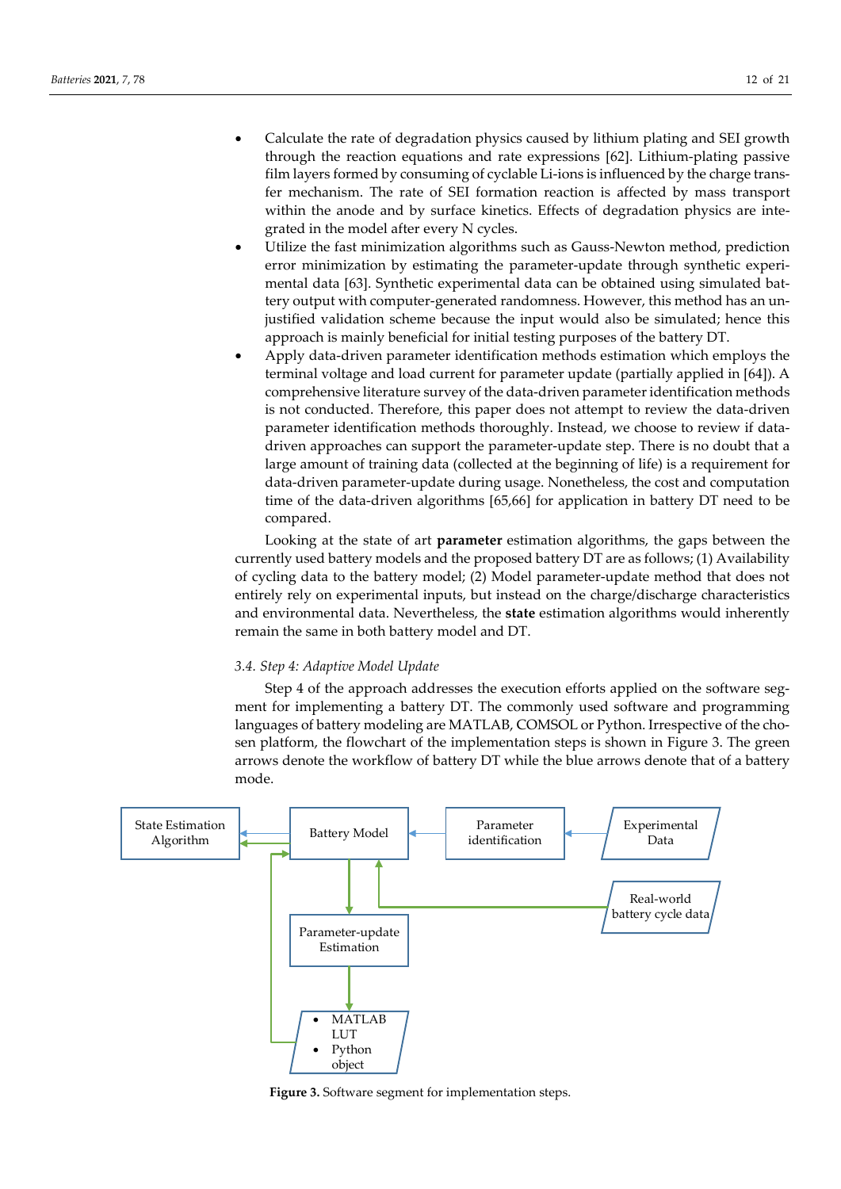- Calculate the rate of degradation physics caused by lithium plating and SEI growth through the reaction equations and rate expressions [62]. Lithium-plating passive film layers formed by consuming of cyclable Li-ions is influenced by the charge transfer mechanism. The rate of SEI formation reaction is affected by mass transport within the anode and by surface kinetics. Effects of degradation physics are integrated in the model after every N cycles.
- Utilize the fast minimization algorithms such as Gauss-Newton method, prediction error minimization by estimating the parameter-update through synthetic experimental data [63]. Synthetic experimental data can be obtained using simulated battery output with computer-generated randomness. However, this method has an unjustified validation scheme because the input would also be simulated; hence this approach is mainly beneficial for initial testing purposes of the battery DT.
- Apply data-driven parameter identification methods estimation which employs the terminal voltage and load current for parameter update (partially applied in [64]). A comprehensive literature survey of the data-driven parameter identification methods is not conducted. Therefore, this paper does not attempt to review the data-driven parameter identification methods thoroughly. Instead, we choose to review if data-driven approaches can support the parameter-update step. There is no doubt that a large amount of training data (collected at the beginning of life) is a requirement for data-driven parameter-update during usage. Nonetheless, the cost and computation time of the data-driven algorithms [65,66] for application in battery DT need to be compared.

Looking at the state of art **parameter** estimation algorithms, the gaps between the currently used battery models and the proposed battery DT are as follows; (1) Availability of cycling data to the battery model; (2) Model parameter-update method that does not entirely rely on experimental inputs, but instead on the charge/discharge characteristics and environmental data. Nevertheless, the **state** estimation algorithms would inherently remain the same in both battery model and DT.

### *3.4. Step 4: Adaptive Model Update*

Step 4 of the approach addresses the execution efforts applied on the software segment for implementing a battery DT. The commonly used software and programming languages of battery modeling are MATLAB, COMSOL or Python. Irrespective of the chosen platform, the flowchart of the implementation steps is shown in Figure 3. The green arrows denote the workflow of battery DT while the blue arrows denote that of a battery mode.

**Figure 3.** Software segment for implementation steps.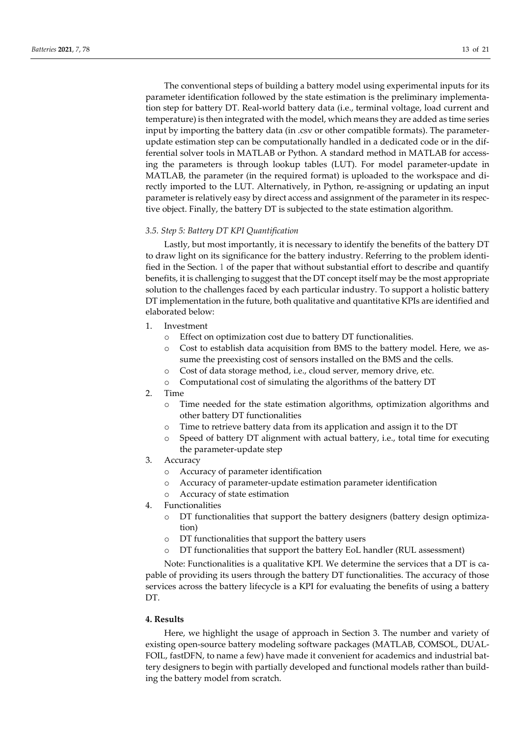The conventional steps of building a battery model using experimental inputs for its parameter identification followed by the state estimation is the preliminary implementation step for battery DT. Real-world battery data (i.e., terminal voltage, load current and temperature) is then integrated with the model, which means they are added as time series input by importing the battery data (in .csv or other compatible formats). The parameter-update estimation step can be computationally handled in a dedicated code or in the differential solver tools in MATLAB or Python. A standard method in MATLAB for accessing the parameters is through lookup tables (LUT). For model parameter-update in MATLAB, the parameter (in the required format) is uploaded to the workspace and directly imported to the LUT. Alternatively, in Python, re-assigning or updating an input parameter is relatively easy by direct access and assignment of the parameter in its respective object. Finally, the battery DT is subjected to the state estimation algorithm.

### *3.5. Step 5: Battery DT KPI Quantification*

Lastly, but most importantly, it is necessary to identify the benefits of the battery DT to draw light on its significance for the battery industry. Referring to the problem identified in the Section. 1 of the paper that without substantial effort to describe and quantify benefits, it is challenging to suggest that the DT concept itself may be the most appropriate solution to the challenges faced by each particular industry. To support a holistic battery DT implementation in the future, both qualitative and quantitative KPIs are identified and elaborated below:

1. Investment
   - Effect on optimization cost due to battery DT functionalities.
   - Cost to establish data acquisition from BMS to the battery model. Here, we assume the preexisting cost of sensors installed on the BMS and the cells.
   - Cost of data storage method, i.e., cloud server, memory drive, etc.
   - Computational cost of simulating the algorithms of the battery DT
2. Time
   - Time needed for the state estimation algorithms, optimization algorithms and other battery DT functionalities
   - Time to retrieve battery data from its application and assign it to the DT
   - Speed of battery DT alignment with actual battery, i.e., total time for executing the parameter-update step
3. Accuracy
   - Accuracy of parameter identification
   - Accuracy of parameter-update estimation parameter identification
   - Accuracy of state estimation
4. Functionalities
   - DT functionalities that support the battery designers (battery design optimization)
   - DT functionalities that support the battery users
   - DT functionalities that support the battery EoL handler (RUL assessment)

Note: Functionalities is a qualitative KPI. We determine the services that a DT is capable of providing its users through the battery DT functionalities. The accuracy of those services across the battery lifecycle is a KPI for evaluating the benefits of using a battery DT.

## **4. Results**

Here, we highlight the usage of approach in Section 3. The number and variety of existing open-source battery modeling software packages (MATLAB, COMSOL, DUALFOIL, fastDFN, to name a few) have made it convenient for academics and industrial battery designers to begin with partially developed and functional models rather than building the battery model from scratch.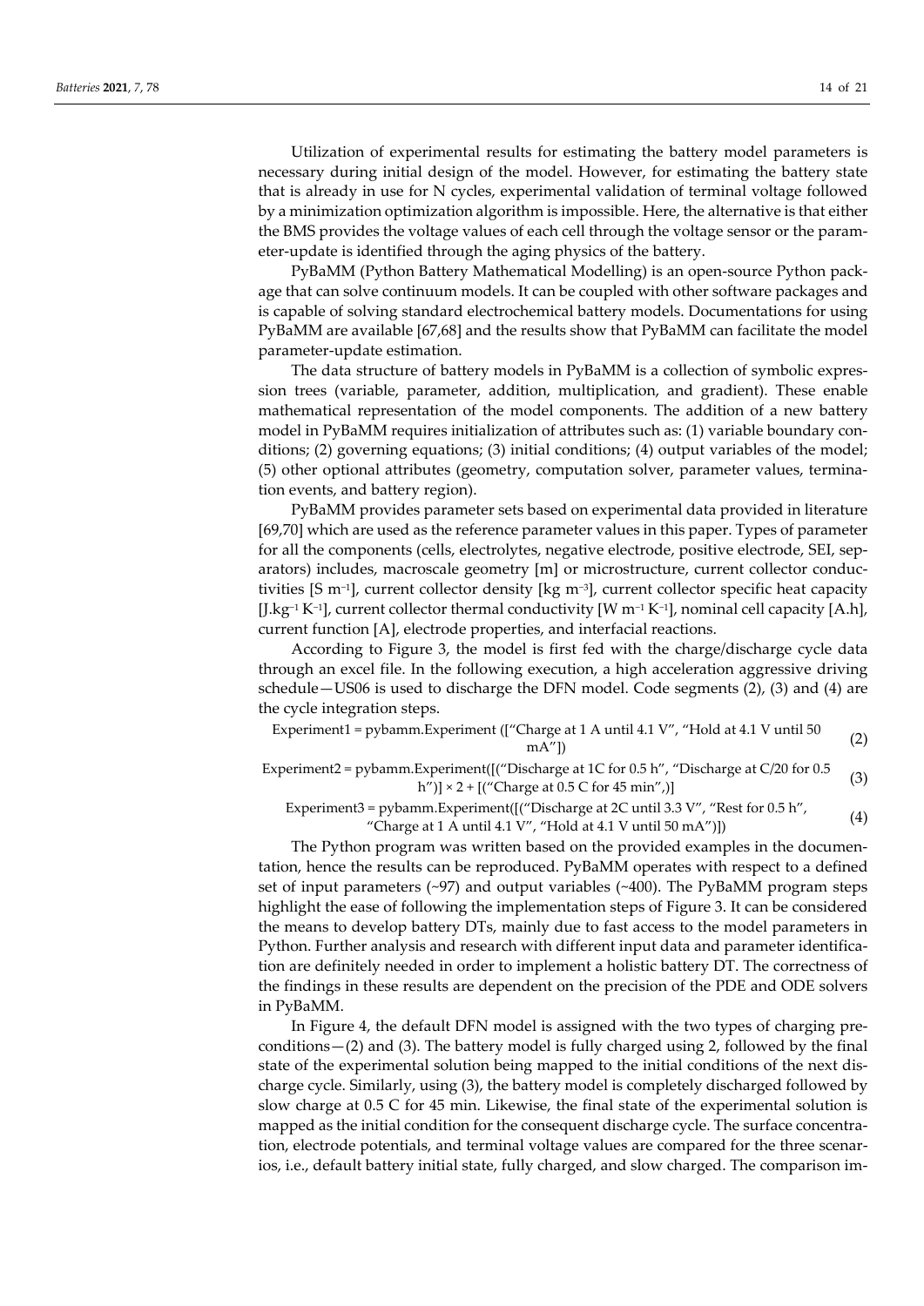Utilization of experimental results for estimating the battery model parameters is necessary during initial design of the model. However, for estimating the battery state that is already in use for N cycles, experimental validation of terminal voltage followed by a minimization optimization algorithm is impossible. Here, the alternative is that either the BMS provides the voltage values of each cell through the voltage sensor or the parameter-update is identified through the aging physics of the battery.

PyBaMM (Python Battery Mathematical Modelling) is an open-source Python package that can solve continuum models. It can be coupled with other software packages and is capable of solving standard electrochemical battery models. Documentations for using PyBaMM are available [67,68] and the results show that PyBaMM can facilitate the model parameter-update estimation.

The data structure of battery models in PyBaMM is a collection of symbolic expression trees (variable, parameter, addition, multiplication, and gradient). These enable mathematical representation of the model components. The addition of a new battery model in PyBaMM requires initialization of attributes such as: (1) variable boundary conditions; (2) governing equations; (3) initial conditions; (4) output variables of the model; (5) other optional attributes (geometry, computation solver, parameter values, termination events, and battery region).

PyBaMM provides parameter sets based on experimental data provided in literature [69,70] which are used as the reference parameter values in this paper. Types of parameter for all the components (cells, electrolytes, negative electrode, positive electrode, SEI, separators) includes, macroscale geometry [m] or microstructure, current collector conductivities [S $m^{-1}$], current collector density [kg $m^{-3}$], current collector specific heat capacity [J.$kg^{-1}$ $K^{-1}$], current collector thermal conductivity [W $m^{-1}$ $K^{-1}$], nominal cell capacity [A.h], current function [A], electrode properties, and interfacial reactions.

According to Figure 3, the model is first fed with the charge/discharge cycle data through an excel file. In the following execution, a high acceleration aggressive driving schedule—US06 is used to discharge the DFN model. Code segments (2), (3) and (4) are the cycle integration steps.

```
Experiment1 = pybamm.Experiment (["Charge at 1 A until 4.1 V", "Hold at 4.1 V until 50 mA"])    (2)
```

```
Experiment2 = pybamm.Experiment([("Discharge at 1C for 0.5 h", "Discharge at C/20 for 0.5 h")] × 2 + [("Charge at 0.5 C for 45 min",)]    (3)
```

```
Experiment3 = pybamm.Experiment([("Discharge at 2C until 3.3 V", "Rest for 0.5 h", "Charge at 1 A until 4.1 V", "Hold at 4.1 V until 50 mA")])    (4)
```

The Python program was written based on the provided examples in the documentation, hence the results can be reproduced. PyBaMM operates with respect to a defined set of input parameters (~97) and output variables (~400). The PyBaMM program steps highlight the ease of following the implementation steps of Figure 3. It can be considered the means to develop battery DTs, mainly due to fast access to the model parameters in Python. Further analysis and research with different input data and parameter identification are definitely needed in order to implement a holistic battery DT. The correctness of the findings in these results are dependent on the precision of the PDE and ODE solvers in PyBaMM.

In Figure 4, the default DFN model is assigned with the two types of charging preconditions—(2) and (3). The battery model is fully charged using 2, followed by the final state of the experimental solution being mapped to the initial conditions of the next discharge cycle. Similarly, using (3), the battery model is completely discharged followed by slow charge at 0.5 C for 45 min. Likewise, the final state of the experimental solution is mapped as the initial condition for the consequent discharge cycle. The surface concentration, electrode potentials, and terminal voltage values are compared for the three scenarios, i.e., default battery initial state, fully charged, and slow charged. The comparison im-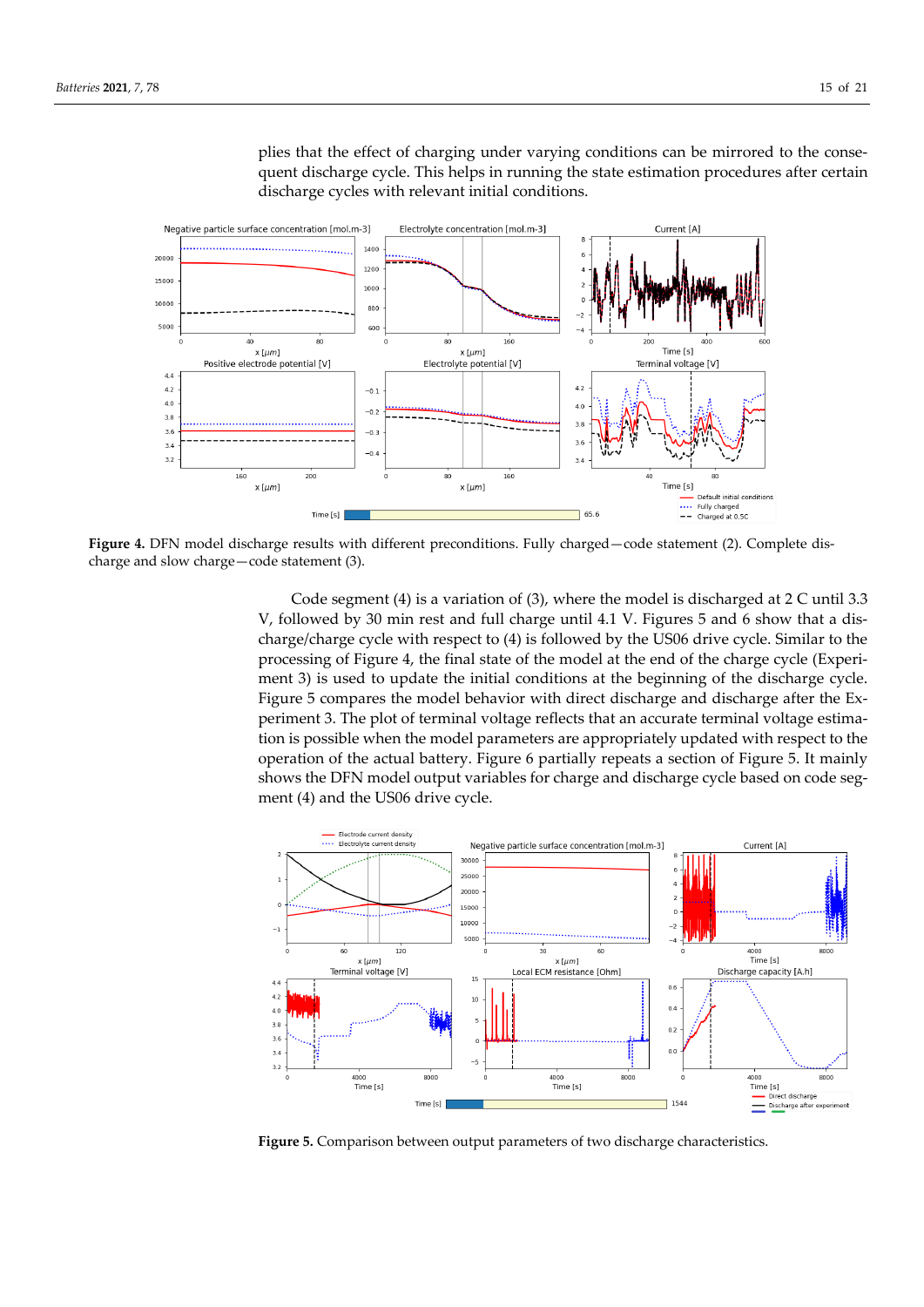plies that the effect of charging under varying conditions can be mirrored to the consequent discharge cycle. This helps in running the state estimation procedures after certain discharge cycles with relevant initial conditions.

**Figure 4.** DFN model discharge results with different preconditions. Fully charged—code statement (2). Complete discharge and slow charge—code statement (3).

Code segment (4) is a variation of (3), where the model is discharged at 2 C until 3.3 V, followed by 30 min rest and full charge until 4.1 V. Figures 5 and 6 show that a discharge/charge cycle with respect to (4) is followed by the US06 drive cycle. Similar to the processing of Figure 4, the final state of the model at the end of the charge cycle (Experiment 3) is used to update the initial conditions at the beginning of the discharge cycle. Figure 5 compares the model behavior with direct discharge and discharge after the Experiment 3. The plot of terminal voltage reflects that an accurate terminal voltage estimation is possible when the model parameters are appropriately updated with respect to the operation of the actual battery. Figure 6 partially repeats a section of Figure 5. It mainly shows the DFN model output variables for charge and discharge cycle based on code segment (4) and the US06 drive cycle.

**Figure 5.** Comparison between output parameters of two discharge characteristics.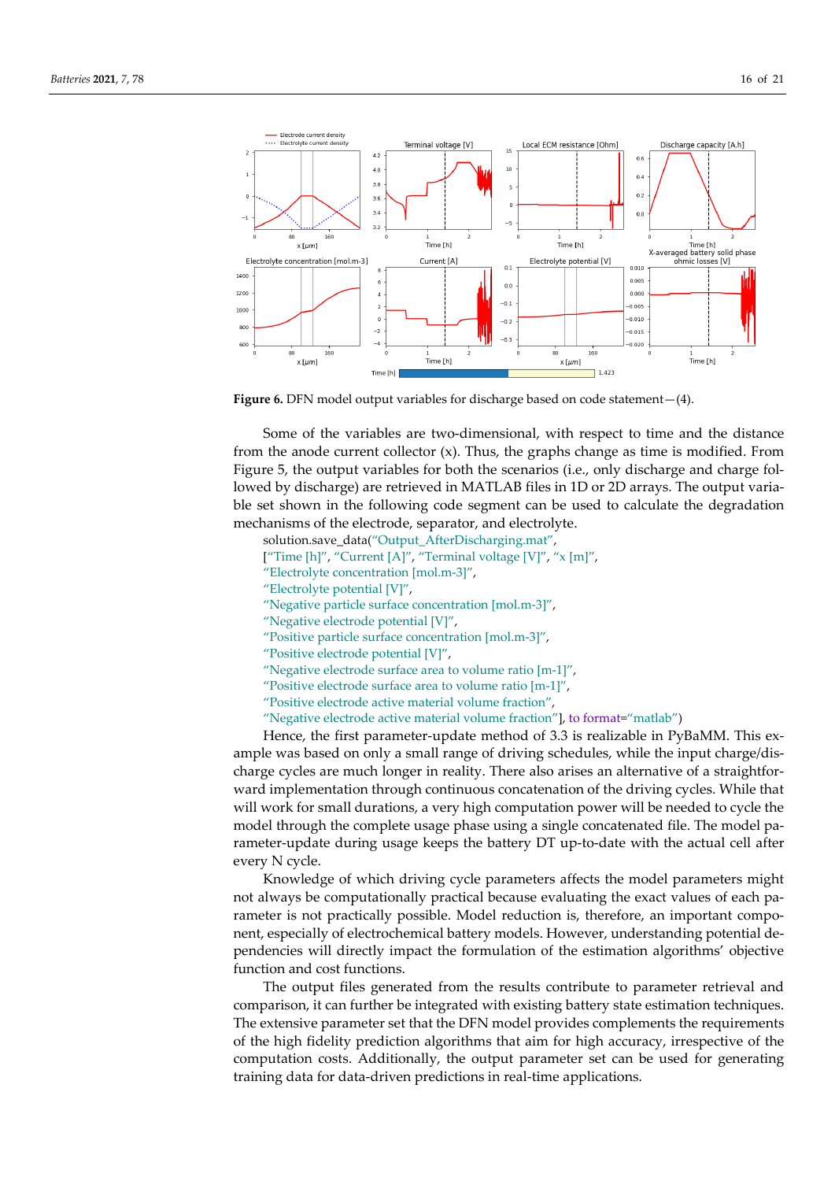**Figure 6.** DFN model output variables for discharge based on code statement—(4).

Some of the variables are two-dimensional, with respect to time and the distance from the anode current collector (x). Thus, the graphs change as time is modified. From Figure 5, the output variables for both the scenarios (i.e., only discharge and charge followed by discharge) are retrieved in MATLAB files in 1D or 2D arrays. The output variable set shown in the following code segment can be used to calculate the degradation mechanisms of the electrode, separator, and electrolyte.

```
solution.save_data("Output_AfterDischarging.mat",
["Time [h]", "Current [A]", "Terminal voltage [V]", "x [m]",
"Electrolyte concentration [mol.m-3]",
"Electrolyte potential [V]",
"Negative particle surface concentration [mol.m-3]",
"Negative electrode potential [V]",
"Positive particle surface concentration [mol.m-3]",
"Positive electrode potential [V]",
"Negative electrode surface area to volume ratio [m-1]",
"Positive electrode surface area to volume ratio [m-1]",
"Positive electrode active material volume fraction",
"Negative electrode active material volume fraction"], to format="matlab")
```

Hence, the first parameter-update method of 3.3 is realizable in PyBaMM. This example was based on only a small range of driving schedules, while the input charge/discharge cycles are much longer in reality. There also arises an alternative of a straightforward implementation through continuous concatenation of the driving cycles. While that will work for small durations, a very high computation power will be needed to cycle the model through the complete usage phase using a single concatenated file. The model parameter-update during usage keeps the battery DT up-to-date with the actual cell after every N cycle.

Knowledge of which driving cycle parameters affects the model parameters might not always be computationally practical because evaluating the exact values of each parameter is not practically possible. Model reduction is, therefore, an important component, especially of electrochemical battery models. However, understanding potential dependencies will directly impact the formulation of the estimation algorithms' objective function and cost functions.

The output files generated from the results contribute to parameter retrieval and comparison, it can further be integrated with existing battery state estimation techniques. The extensive parameter set that the DFN model provides complements the requirements of the high fidelity prediction algorithms that aim for high accuracy, irrespective of the computation costs. Additionally, the output parameter set can be used for generating training data for data-driven predictions in real-time applications.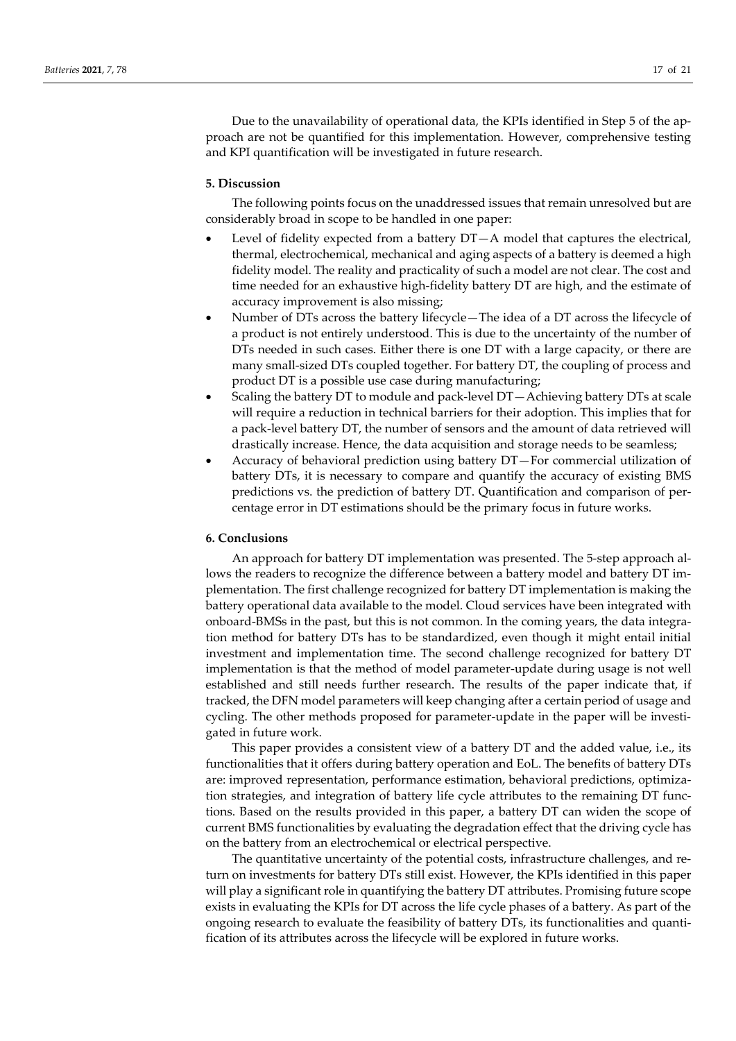Due to the unavailability of operational data, the KPIs identified in Step 5 of the approach are not be quantified for this implementation. However, comprehensive testing and KPI quantification will be investigated in future research.

## 5. Discussion

The following points focus on the unaddressed issues that remain unresolved but are considerably broad in scope to be handled in one paper:

- Level of fidelity expected from a battery DT—A model that captures the electrical, thermal, electrochemical, mechanical and aging aspects of a battery is deemed a high fidelity model. The reality and practicality of such a model are not clear. The cost and time needed for an exhaustive high-fidelity battery DT are high, and the estimate of accuracy improvement is also missing;
- Number of DTs across the battery lifecycle—The idea of a DT across the lifecycle of a product is not entirely understood. This is due to the uncertainty of the number of DTs needed in such cases. Either there is one DT with a large capacity, or there are many small-sized DTs coupled together. For battery DT, the coupling of process and product DT is a possible use case during manufacturing;
- Scaling the battery DT to module and pack-level DT—Achieving battery DTs at scale will require a reduction in technical barriers for their adoption. This implies that for a pack-level battery DT, the number of sensors and the amount of data retrieved will drastically increase. Hence, the data acquisition and storage needs to be seamless;
- Accuracy of behavioral prediction using battery DT—For commercial utilization of battery DTs, it is necessary to compare and quantify the accuracy of existing BMS predictions vs. the prediction of battery DT. Quantification and comparison of percentage error in DT estimations should be the primary focus in future works.

## 6. Conclusions

An approach for battery DT implementation was presented. The 5-step approach allows the readers to recognize the difference between a battery model and battery DT implementation. The first challenge recognized for battery DT implementation is making the battery operational data available to the model. Cloud services have been integrated with onboard-BMSs in the past, but this is not common. In the coming years, the data integration method for battery DTs has to be standardized, even though it might entail initial investment and implementation time. The second challenge recognized for battery DT implementation is that the method of model parameter-update during usage is not well established and still needs further research. The results of the paper indicate that, if tracked, the DFN model parameters will keep changing after a certain period of usage and cycling. The other methods proposed for parameter-update in the paper will be investigated in future work.

This paper provides a consistent view of a battery DT and the added value, i.e., its functionalities that it offers during battery operation and EoL. The benefits of battery DTs are: improved representation, performance estimation, behavioral predictions, optimization strategies, and integration of battery life cycle attributes to the remaining DT functions. Based on the results provided in this paper, a battery DT can widen the scope of current BMS functionalities by evaluating the degradation effect that the driving cycle has on the battery from an electrochemical or electrical perspective.

The quantitative uncertainty of the potential costs, infrastructure challenges, and return on investments for battery DTs still exist. However, the KPIs identified in this paper will play a significant role in quantifying the battery DT attributes. Promising future scope exists in evaluating the KPIs for DT across the life cycle phases of a battery. As part of the ongoing research to evaluate the feasibility of battery DTs, its functionalities and quantification of its attributes across the lifecycle will be explored in future works.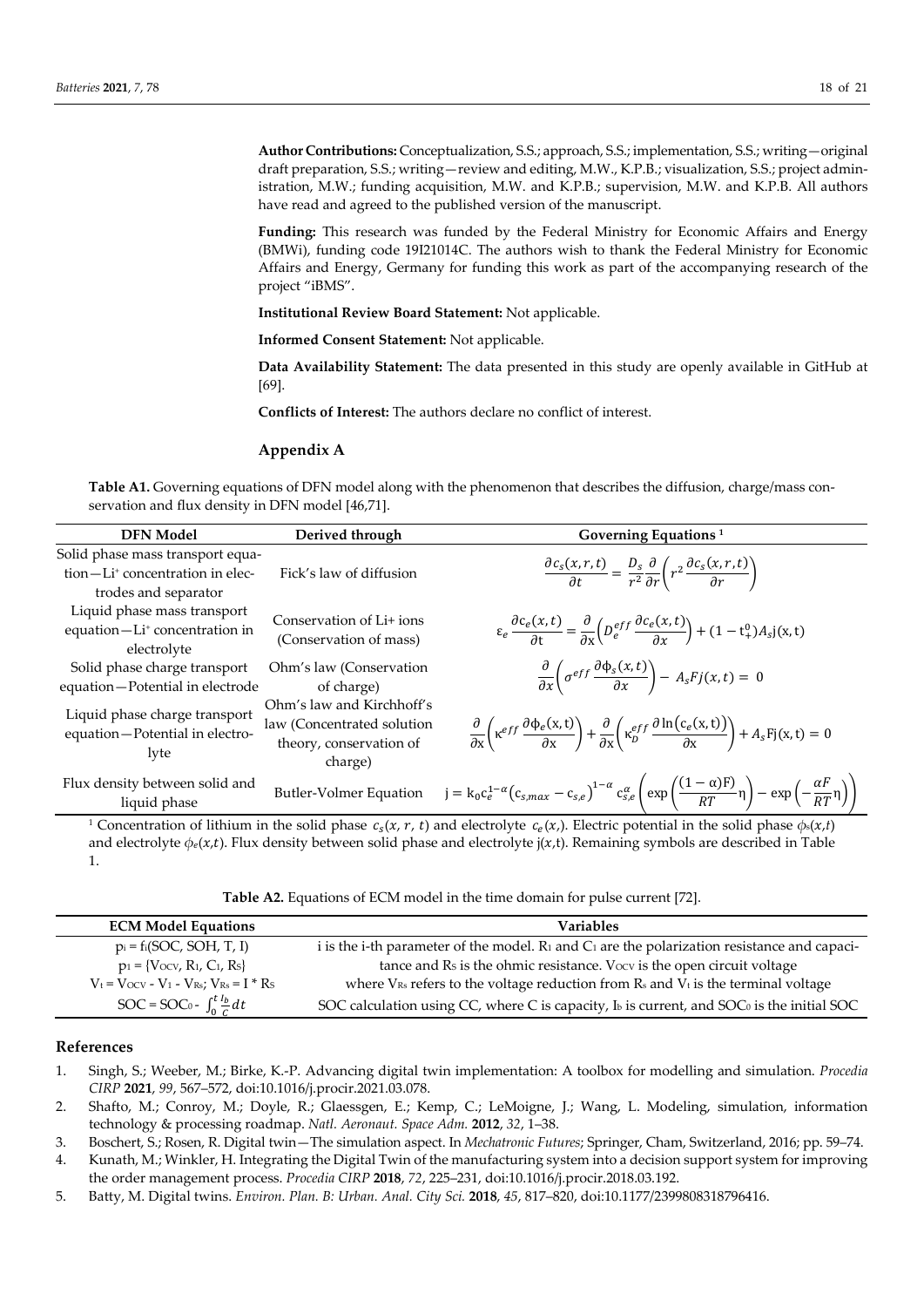**Author Contributions:** Conceptualization, S.S.; approach, S.S.; implementation, S.S.; writing—original draft preparation, S.S.; writing—review and editing, M.W., K.P.B.; visualization, S.S.; project administration, M.W.; funding acquisition, M.W. and K.P.B.; supervision, M.W. and K.P.B. All authors have read and agreed to the published version of the manuscript.

**Funding:** This research was funded by the Federal Ministry for Economic Affairs and Energy (BMWi), funding code 19I21014C. The authors wish to thank the Federal Ministry for Economic Affairs and Energy, Germany for funding this work as part of the accompanying research of the project "iBMS".

**Institutional Review Board Statement:** Not applicable.

**Informed Consent Statement:** Not applicable.

**Data Availability Statement:** The data presented in this study are openly available in GitHub at [69].

**Conflicts of Interest:** The authors declare no conflict of interest.

## Appendix A

**Table A1.** Governing equations of DFN model along with the phenomenon that describes the diffusion, charge/mass conservation and flux density in DFN model [46,71].

| DFN Model | Derived through | Governing Equations [1] |
|---|---|---|
| Solid phase mass transport equation—Li⁺ concentration in electrodes and separator | Fick's law of diffusion | $\frac{\partial c_s(x,r,t)}{\partial t} = \frac{D_s}{r^2}\frac{\partial}{\partial r}\left(r^2\frac{\partial c_s(x,r,t)}{\partial r}\right)$ |
| Liquid phase mass transport equation—Li⁺ concentration in electrolyte | Conservation of Li+ ions (Conservation of mass) | $\varepsilon_e\frac{\partial c_e(x,t)}{\partial t} = \frac{\partial}{\partial x}\left(D_e^{eff}\frac{\partial c_e(x,t)}{\partial x}\right) + (1-t_+^0)A_s j(x,t)$ |
| Solid phase charge transport equation—Potential in electrode | Ohm's law (Conservation of charge) | $\frac{\partial}{\partial x}\left(\sigma^{eff}\frac{\partial \phi_s(x,t)}{\partial x}\right) - A_s F j(x,t) = 0$ |
| Liquid phase charge transport equation—Potential in electrolyte | Ohm's law and Kirchhoff's law (Concentrated solution theory, conservation of charge) | $\frac{\partial}{\partial x}\left(\kappa^{eff}\frac{\partial \phi_e(x,t)}{\partial x}\right) + \frac{\partial}{\partial x}\left(\kappa_D^{eff}\frac{\partial \ln(c_e(x,t))}{\partial x}\right) + A_s F j(x,t) = 0$ |
| Flux density between solid and liquid phase | Butler-Volmer Equation | $j = k_0 c_e^{1-\alpha}\left(c_{s,max} - c_{s,e}\right)^{1-\alpha} c_{s,e}^{\alpha}\left(\exp\left(\frac{(1-\alpha)F}{RT}\eta\right) - \exp\left(-\frac{\alpha F}{RT}\eta\right)\right)$ |

[1] Concentration of lithium in the solid phase $c_s(x, r, t)$ and electrolyte $c_e(x,)$. Electric potential in the solid phase $\phi_s(x,t)$ and electrolyte $\phi_e(x,t)$. Flux density between solid phase and electrolyte $j(x,t)$. Remaining symbols are described in Table 1.

**Table A2.** Equations of ECM model in the time domain for pulse current [72].

| ECM Model Equations | Variables |
|---|---|
| $p_i = f_i(SOC, SOH, T, I)$ | i is the i-th parameter of the model. $R_1$ and $C_1$ are the polarization resistance and capacitance and $R_S$ is the ohmic resistance. $V_{OCV}$ is the open circuit voltage |
| $p_1 = \{V_{OCV}, R_1, C_1, R_S\}$ | |
| $V_t = V_{OCV} - V_1 - V_{RS}$; $V_{RS} = I * R_S$ | where $V_{RS}$ refers to the voltage reduction from $R_s$ and $V_t$ is the terminal voltage |
| $SOC = SOC_0 - \int_0^t \frac{I_b}{C} dt$ | SOC calculation using CC, where C is capacity, $I_b$ is current, and $SOC_0$ is the initial SOC |

## References

1. Singh, S.; Weeber, M.; Birke, K.-P. Advancing digital twin implementation: A toolbox for modelling and simulation. *Procedia CIRP* **2021**, *99*, 567–572, doi:10.1016/j.procir.2021.03.078.
2. Shafto, M.; Conroy, M.; Doyle, R.; Glaessgen, E.; Kemp, C.; LeMoigne, J.; Wang, L. Modeling, simulation, information technology & processing roadmap. *Natl. Aeronaut. Space Adm.* **2012**, *32*, 1–38.
3. Boschert, S.; Rosen, R. Digital twin—The simulation aspect. In *Mechatronic Futures*; Springer, Cham, Switzerland, 2016; pp. 59–74.
4. Kunath, M.; Winkler, H. Integrating the Digital Twin of the manufacturing system into a decision support system for improving the order management process. *Procedia CIRP* **2018**, *72*, 225–231, doi:10.1016/j.procir.2018.03.192.
5. Batty, M. Digital twins. *Environ. Plan. B: Urban. Anal. City Sci.* **2018**, *45*, 817–820, doi:10.1177/2399808318796416.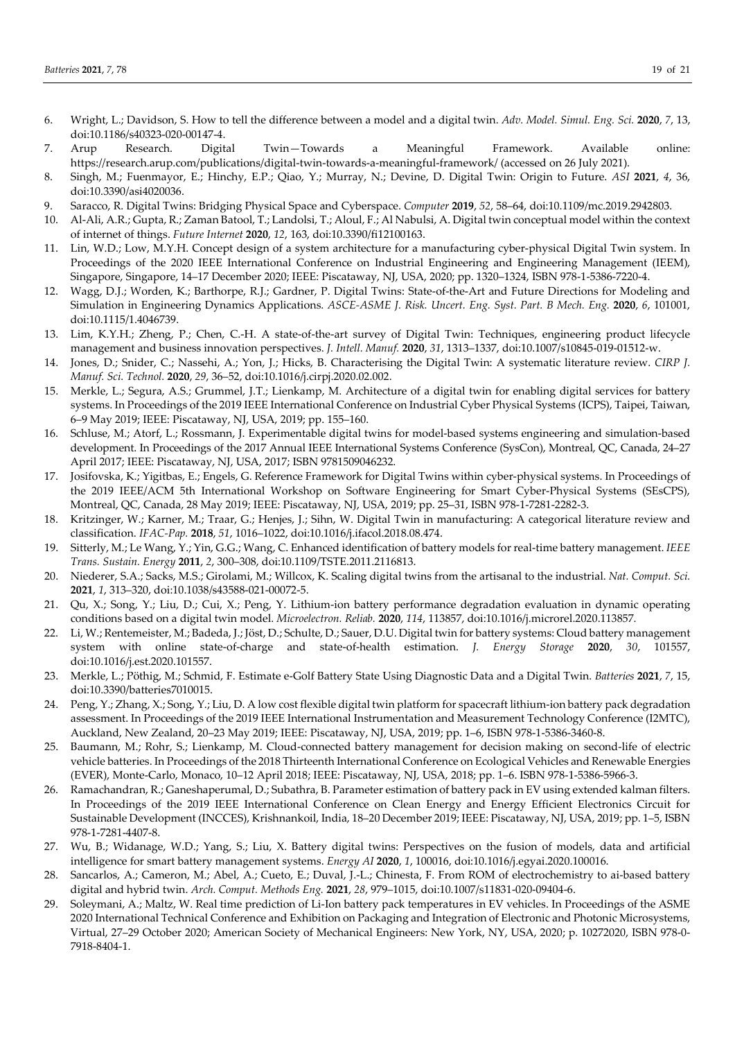6. Wright, L.; Davidson, S. How to tell the difference between a model and a digital twin. *Adv. Model. Simul. Eng. Sci.* **2020**, *7*, 13, doi:10.1186/s40323-020-00147-4.
7. Arup Research. Digital Twin—Towards a Meaningful Framework. Available online: https://research.arup.com/publications/digital-twin-towards-a-meaningful-framework/ (accessed on 26 July 2021).
8. Singh, M.; Fuenmayor, E.; Hinchy, E.P.; Qiao, Y.; Murray, N.; Devine, D. Digital Twin: Origin to Future. *ASI* **2021**, *4*, 36, doi:10.3390/asi4020036.
9. Saracco, R. Digital Twins: Bridging Physical Space and Cyberspace. *Computer* **2019**, *52*, 58–64, doi:10.1109/mc.2019.2942803.
10. Al-Ali, A.R.; Gupta, R.; Zaman Batool, T.; Landolsi, T.; Aloul, F.; Al Nabulsi, A. Digital twin conceptual model within the context of internet of things. *Future Internet* **2020**, *12*, 163, doi:10.3390/fi12100163.
11. Lin, W.D.; Low, M.Y.H. Concept design of a system architecture for a manufacturing cyber-physical Digital Twin system. In Proceedings of the 2020 IEEE International Conference on Industrial Engineering and Engineering Management (IEEM), Singapore, Singapore, 14–17 December 2020; IEEE: Piscataway, NJ, USA, 2020; pp. 1320–1324, ISBN 978-1-5386-7220-4.
12. Wagg, D.J.; Worden, K.; Barthorpe, R.J.; Gardner, P. Digital Twins: State-of-the-Art and Future Directions for Modeling and Simulation in Engineering Dynamics Applications. *ASCE-ASME J. Risk. Uncert. Eng. Syst. Part. B Mech. Eng.* **2020**, *6*, 101001, doi:10.1115/1.4046739.
13. Lim, K.Y.H.; Zheng, P.; Chen, C.-H. A state-of-the-art survey of Digital Twin: Techniques, engineering product lifecycle management and business innovation perspectives. *J. Intell. Manuf.* **2020**, *31*, 1313–1337, doi:10.1007/s10845-019-01512-w.
14. Jones, D.; Snider, C.; Nassehi, A.; Yon, J.; Hicks, B. Characterising the Digital Twin: A systematic literature review. *CIRP J. Manuf. Sci. Technol.* **2020**, *29*, 36–52, doi:10.1016/j.cirpj.2020.02.002.
15. Merkle, L.; Segura, A.S.; Grummel, J.T.; Lienkamp, M. Architecture of a digital twin for enabling digital services for battery systems. In Proceedings of the 2019 IEEE International Conference on Industrial Cyber Physical Systems (ICPS), Taipei, Taiwan, 6–9 May 2019; IEEE: Piscataway, NJ, USA, 2019; pp. 155–160.
16. Schluse, M.; Atorf, L.; Rossmann, J. Experimentable digital twins for model-based systems engineering and simulation-based development. In Proceedings of the 2017 Annual IEEE International Systems Conference (SysCon), Montreal, QC, Canada, 24–27 April 2017; IEEE: Piscataway, NJ, USA, 2017; ISBN 9781509046232.
17. Josifovska, K.; Yigitbas, E.; Engels, G. Reference Framework for Digital Twins within cyber-physical systems. In Proceedings of the 2019 IEEE/ACM 5th International Workshop on Software Engineering for Smart Cyber-Physical Systems (SEsCPS), Montreal, QC, Canada, 28 May 2019; IEEE: Piscataway, NJ, USA, 2019; pp. 25–31, ISBN 978-1-7281-2282-3.
18. Kritzinger, W.; Karner, M.; Traar, G.; Henjes, J.; Sihn, W. Digital Twin in manufacturing: A categorical literature review and classification. *IFAC-Pap.* **2018**, *51*, 1016–1022, doi:10.1016/j.ifacol.2018.08.474.
19. Sitterly, M.; Le Wang, Y.; Yin, G.G.; Wang, C. Enhanced identification of battery models for real-time battery management. *IEEE Trans. Sustain. Energy* **2011**, *2*, 300–308, doi:10.1109/TSTE.2011.2116813.
20. Niederer, S.A.; Sacks, M.S.; Girolami, M.; Willcox, K. Scaling digital twins from the artisanal to the industrial. *Nat. Comput. Sci.* **2021**, *1*, 313–320, doi:10.1038/s43588-021-00072-5.
21. Qu, X.; Song, Y.; Liu, D.; Cui, X.; Peng, Y. Lithium-ion battery performance degradation evaluation in dynamic operating conditions based on a digital twin model. *Microelectron. Reliab.* **2020**, *114*, 113857, doi:10.1016/j.microrel.2020.113857.
22. Li, W.; Rentemeister, M.; Badeda, J.; Jöst, D.; Schulte, D.; Sauer, D.U. Digital twin for battery systems: Cloud battery management system with online state-of-charge and state-of-health estimation. *J. Energy Storage* **2020**, *30*, 101557, doi:10.1016/j.est.2020.101557.
23. Merkle, L.; Pöthig, M.; Schmid, F. Estimate e-Golf Battery State Using Diagnostic Data and a Digital Twin. *Batteries* **2021**, *7*, 15, doi:10.3390/batteries7010015.
24. Peng, Y.; Zhang, X.; Song, Y.; Liu, D. A low cost flexible digital twin platform for spacecraft lithium-ion battery pack degradation assessment. In Proceedings of the 2019 IEEE International Instrumentation and Measurement Technology Conference (I2MTC), Auckland, New Zealand, 20–23 May 2019; IEEE: Piscataway, NJ, USA, 2019; pp. 1–6, ISBN 978-1-5386-3460-8.
25. Baumann, M.; Rohr, S.; Lienkamp, M. Cloud-connected battery management for decision making on second-life of electric vehicle batteries. In Proceedings of the 2018 Thirteenth International Conference on Ecological Vehicles and Renewable Energies (EVER), Monte-Carlo, Monaco, 10–12 April 2018; IEEE: Piscataway, NJ, USA, 2018; pp. 1–6. ISBN 978-1-5386-5966-3.
26. Ramachandran, R.; Ganeshaperumal, D.; Subathra, B. Parameter estimation of battery pack in EV using extended kalman filters. In Proceedings of the 2019 IEEE International Conference on Clean Energy and Energy Efficient Electronics Circuit for Sustainable Development (INCCES), Krishnankoil, India, 18–20 December 2019; IEEE: Piscataway, NJ, USA, 2019; pp. 1–5, ISBN 978-1-7281-4407-8.
27. Wu, B.; Widanage, W.D.; Yang, S.; Liu, X. Battery digital twins: Perspectives on the fusion of models, data and artificial intelligence for smart battery management systems. *Energy AI* **2020**, *1*, 100016, doi:10.1016/j.egyai.2020.100016.
28. Sancarlos, A.; Cameron, M.; Abel, A.; Cueto, E.; Duval, J.-L.; Chinesta, F. From ROM of electrochemistry to ai-based battery digital and hybrid twin. *Arch. Comput. Methods Eng.* **2021**, *28*, 979–1015, doi:10.1007/s11831-020-09404-6.
29. Soleymani, A.; Maltz, W. Real time prediction of Li-Ion battery pack temperatures in EV vehicles. In Proceedings of the ASME 2020 International Technical Conference and Exhibition on Packaging and Integration of Electronic and Photonic Microsystems, Virtual, 27–29 October 2020; American Society of Mechanical Engineers: New York, NY, USA, 2020; p. 10272020, ISBN 978-0-7918-8404-1.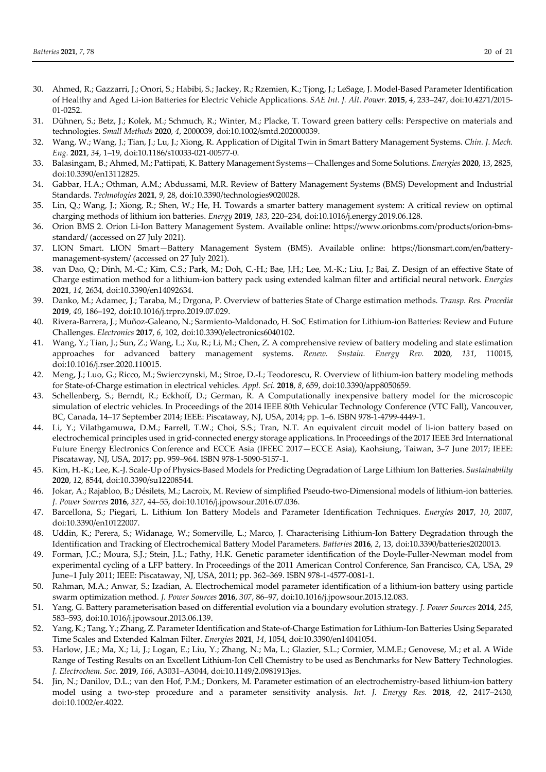30. Ahmed, R.; Gazzarri, J.; Onori, S.; Habibi, S.; Jackey, R.; Rzemien, K.; Tjong, J.; LeSage, J. Model-Based Parameter Identification of Healthy and Aged Li-ion Batteries for Electric Vehicle Applications. *SAE Int. J. Alt. Power.* **2015**, *4*, 233–247, doi:10.4271/2015-01-0252.
31. Dühnen, S.; Betz, J.; Kolek, M.; Schmuch, R.; Winter, M.; Placke, T. Toward green battery cells: Perspective on materials and technologies. *Small Methods* **2020**, *4*, 2000039, doi:10.1002/smtd.202000039.
32. Wang, W.; Wang, J.; Tian, J.; Lu, J.; Xiong, R. Application of Digital Twin in Smart Battery Management Systems. *Chin. J. Mech. Eng.* **2021**, *34*, 1–19, doi:10.1186/s10033-021-00577-0.
33. Balasingam, B.; Ahmed, M.; Pattipati, K. Battery Management Systems—Challenges and Some Solutions. *Energies* **2020**, *13*, 2825, doi:10.3390/en13112825.
34. Gabbar, H.A.; Othman, A.M.; Abdussami, M.R. Review of Battery Management Systems (BMS) Development and Industrial Standards. *Technologies* **2021**, *9*, 28, doi:10.3390/technologies9020028.
35. Lin, Q.; Wang, J.; Xiong, R.; Shen, W.; He, H. Towards a smarter battery management system: A critical review on optimal charging methods of lithium ion batteries. *Energy* **2019**, *183*, 220–234, doi:10.1016/j.energy.2019.06.128.
36. Orion BMS 2. Orion Li-Ion Battery Management System. Available online: https://www.orionbms.com/products/orion-bms-standard/ (accessed on 27 July 2021).
37. LION Smart. LION Smart—Battery Management System (BMS). Available online: https://lionsmart.com/en/battery-management-system/ (accessed on 27 July 2021).
38. van Dao, Q.; Dinh, M.-C.; Kim, C.S.; Park, M.; Doh, C.-H.; Bae, J.H.; Lee, M.-K.; Liu, J.; Bai, Z. Design of an effective State of Charge estimation method for a lithium-ion battery pack using extended kalman filter and artificial neural network. *Energies* **2021**, *14*, 2634, doi:10.3390/en14092634.
39. Danko, M.; Adamec, J.; Taraba, M.; Drgona, P. Overview of batteries State of Charge estimation methods. *Transp. Res. Procedia* **2019**, *40*, 186–192, doi:10.1016/j.trpro.2019.07.029.
40. Rivera-Barrera, J.; Muñoz-Galeano, N.; Sarmiento-Maldonado, H. SoC Estimation for Lithium-ion Batteries: Review and Future Challenges. *Electronics* **2017**, *6*, 102, doi:10.3390/electronics6040102.
41. Wang, Y.; Tian, J.; Sun, Z.; Wang, L.; Xu, R.; Li, M.; Chen, Z. A comprehensive review of battery modeling and state estimation approaches for advanced battery management systems. *Renew. Sustain. Energy Rev.* **2020**, *131*, 110015, doi:10.1016/j.rser.2020.110015.
42. Meng, J.; Luo, G.; Ricco, M.; Swierczynski, M.; Stroe, D.-I.; Teodorescu, R. Overview of lithium-ion battery modeling methods for State-of-Charge estimation in electrical vehicles. *Appl. Sci.* **2018**, *8*, 659, doi:10.3390/app8050659.
43. Schellenberg, S.; Berndt, R.; Eckhoff, D.; German, R. A Computationally inexpensive battery model for the microscopic simulation of electric vehicles. In Proceedings of the 2014 IEEE 80th Vehicular Technology Conference (VTC Fall), Vancouver, BC, Canada, 14–17 September 2014; IEEE: Piscataway, NJ, USA, 2014; pp. 1–6. ISBN 978-1-4799-4449-1.
44. Li, Y.; Vilathgamuwa, D.M.; Farrell, T.W.; Choi, S.S.; Tran, N.T. An equivalent circuit model of li-ion battery based on electrochemical principles used in grid-connected energy storage applications. In Proceedings of the 2017 IEEE 3rd International Future Energy Electronics Conference and ECCE Asia (IFEEC 2017—ECCE Asia), Kaohsiung, Taiwan, 3–7 June 2017; IEEE: Piscataway, NJ, USA, 2017; pp. 959–964. ISBN 978-1-5090-5157-1.
45. Kim, H.-K.; Lee, K.-J. Scale-Up of Physics-Based Models for Predicting Degradation of Large Lithium Ion Batteries. *Sustainability* **2020**, *12*, 8544, doi:10.3390/su12208544.
46. Jokar, A.; Rajabloo, B.; Désilets, M.; Lacroix, M. Review of simplified Pseudo-two-Dimensional models of lithium-ion batteries. *J. Power Sources* **2016**, *327*, 44–55, doi:10.1016/j.jpowsour.2016.07.036.
47. Barcellona, S.; Piegari, L. Lithium Ion Battery Models and Parameter Identification Techniques. *Energies* **2017**, *10*, 2007, doi:10.3390/en10122007.
48. Uddin, K.; Perera, S.; Widanage, W.; Somerville, L.; Marco, J. Characterising Lithium-Ion Battery Degradation through the Identification and Tracking of Electrochemical Battery Model Parameters. *Batteries* **2016**, *2*, 13, doi:10.3390/batteries2020013.
49. Forman, J.C.; Moura, S.J.; Stein, J.L.; Fathy, H.K. Genetic parameter identification of the Doyle-Fuller-Newman model from experimental cycling of a LFP battery. In Proceedings of the 2011 American Control Conference, San Francisco, CA, USA, 29 June–1 July 2011; IEEE: Piscataway, NJ, USA, 2011; pp. 362–369. ISBN 978-1-4577-0081-1.
50. Rahman, M.A.; Anwar, S.; Izadian, A. Electrochemical model parameter identification of a lithium-ion battery using particle swarm optimization method. *J. Power Sources* **2016**, *307*, 86–97, doi:10.1016/j.jpowsour.2015.12.083.
51. Yang, G. Battery parameterisation based on differential evolution via a boundary evolution strategy. *J. Power Sources* **2014**, *245*, 583–593, doi:10.1016/j.jpowsour.2013.06.139.
52. Yang, K.; Tang, Y.; Zhang, Z. Parameter Identification and State-of-Charge Estimation for Lithium-Ion Batteries Using Separated Time Scales and Extended Kalman Filter. *Energies* **2021**, *14*, 1054, doi:10.3390/en14041054.
53. Harlow, J.E.; Ma, X.; Li, J.; Logan, E.; Liu, Y.; Zhang, N.; Ma, L.; Glazier, S.L.; Cormier, M.M.E.; Genovese, M.; et al. A Wide Range of Testing Results on an Excellent Lithium-Ion Cell Chemistry to be used as Benchmarks for New Battery Technologies. *J. Electrochem. Soc.* **2019**, *166*, A3031–A3044, doi:10.1149/2.0981913jes.
54. Jin, N.; Danilov, D.L.; van den Hof, P.M.; Donkers, M. Parameter estimation of an electrochemistry-based lithium-ion battery model using a two-step procedure and a parameter sensitivity analysis. *Int. J. Energy Res.* **2018**, *42*, 2417–2430, doi:10.1002/er.4022.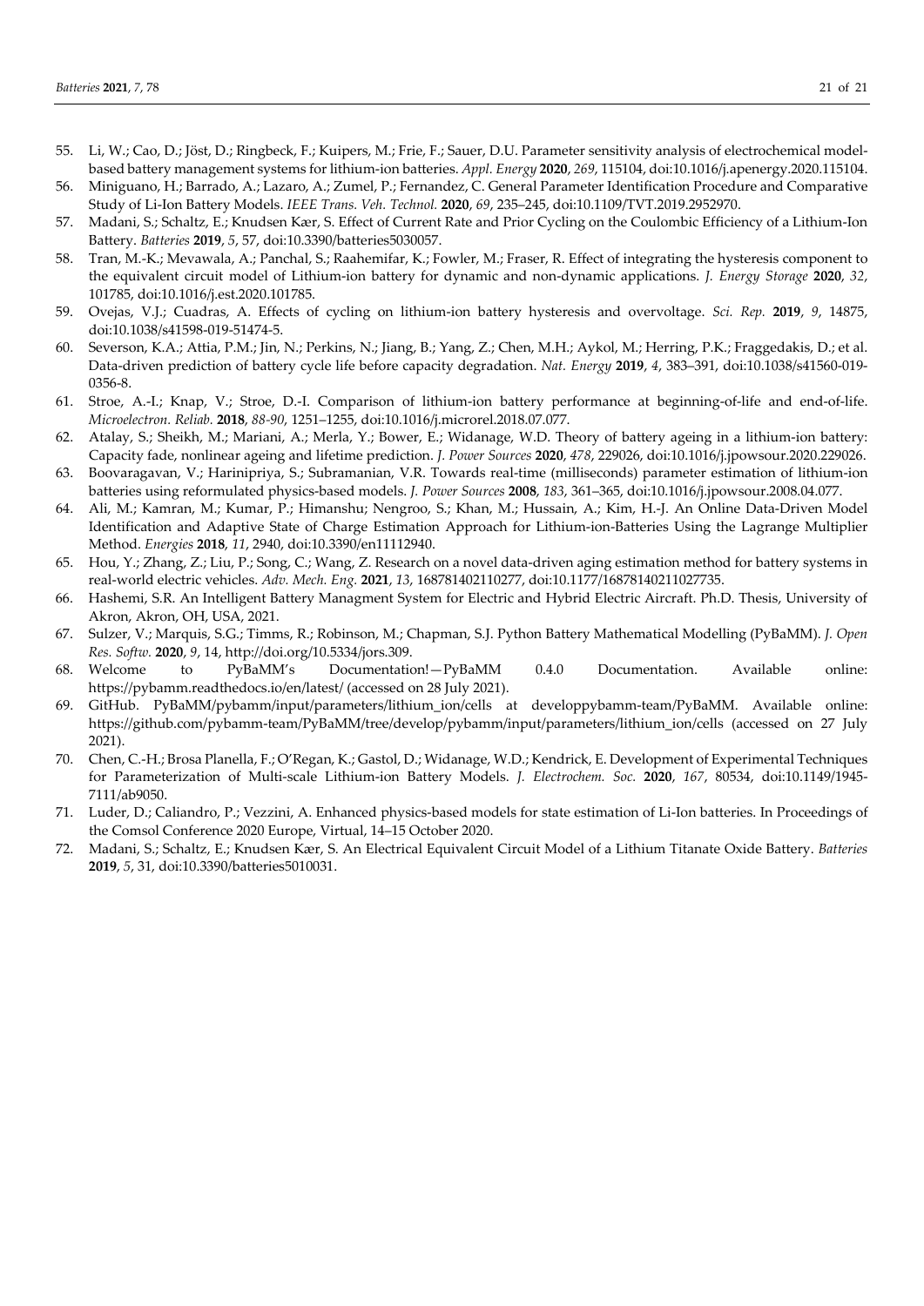55. Li, W.; Cao, D.; Jöst, D.; Ringbeck, F.; Kuipers, M.; Frie, F.; Sauer, D.U. Parameter sensitivity analysis of electrochemical model-based battery management systems for lithium-ion batteries. *Appl. Energy* **2020**, *269*, 115104, doi:10.1016/j.apenergy.2020.115104.
56. Miniguano, H.; Barrado, A.; Lazaro, A.; Zumel, P.; Fernandez, C. General Parameter Identification Procedure and Comparative Study of Li-Ion Battery Models. *IEEE Trans. Veh. Technol.* **2020**, *69*, 235–245, doi:10.1109/TVT.2019.2952970.
57. Madani, S.; Schaltz, E.; Knudsen Kær, S. Effect of Current Rate and Prior Cycling on the Coulombic Efficiency of a Lithium-Ion Battery. *Batteries* **2019**, *5*, 57, doi:10.3390/batteries5030057.
58. Tran, M.-K.; Mevawala, A.; Panchal, S.; Raahemifar, K.; Fowler, M.; Fraser, R. Effect of integrating the hysteresis component to the equivalent circuit model of Lithium-ion battery for dynamic and non-dynamic applications. *J. Energy Storage* **2020**, *32*, 101785, doi:10.1016/j.est.2020.101785.
59. Ovejas, V.J.; Cuadras, A. Effects of cycling on lithium-ion battery hysteresis and overvoltage. *Sci. Rep.* **2019**, *9*, 14875, doi:10.1038/s41598-019-51474-5.
60. Severson, K.A.; Attia, P.M.; Jin, N.; Perkins, N.; Jiang, B.; Yang, Z.; Chen, M.H.; Aykol, M.; Herring, P.K.; Fraggedakis, D.; et al. Data-driven prediction of battery cycle life before capacity degradation. *Nat. Energy* **2019**, *4*, 383–391, doi:10.1038/s41560-019-0356-8.
61. Stroe, A.-I.; Knap, V.; Stroe, D.-I. Comparison of lithium-ion battery performance at beginning-of-life and end-of-life. *Microelectron. Reliab.* **2018**, *88-90*, 1251–1255, doi:10.1016/j.microrel.2018.07.077.
62. Atalay, S.; Sheikh, M.; Mariani, A.; Merla, Y.; Bower, E.; Widanage, W.D. Theory of battery ageing in a lithium-ion battery: Capacity fade, nonlinear ageing and lifetime prediction. *J. Power Sources* **2020**, *478*, 229026, doi:10.1016/j.jpowsour.2020.229026.
63. Boovaragavan, V.; Harinipriya, S.; Subramanian, V.R. Towards real-time (milliseconds) parameter estimation of lithium-ion batteries using reformulated physics-based models. *J. Power Sources* **2008**, *183*, 361–365, doi:10.1016/j.jpowsour.2008.04.077.
64. Ali, M.; Kamran, M.; Kumar, P.; Himanshu; Nengroo, S.; Khan, M.; Hussain, A.; Kim, H.-J. An Online Data-Driven Model Identification and Adaptive State of Charge Estimation Approach for Lithium-ion-Batteries Using the Lagrange Multiplier Method. *Energies* **2018**, *11*, 2940, doi:10.3390/en11112940.
65. Hou, Y.; Zhang, Z.; Liu, P.; Song, C.; Wang, Z. Research on a novel data-driven aging estimation method for battery systems in real-world electric vehicles. *Adv. Mech. Eng.* **2021**, *13*, 168781402110277, doi:10.1177/16878140211027735.
66. Hashemi, S.R. An Intelligent Battery Managment System for Electric and Hybrid Electric Aircraft. Ph.D. Thesis, University of Akron, Akron, OH, USA, 2021.
67. Sulzer, V.; Marquis, S.G.; Timms, R.; Robinson, M.; Chapman, S.J. Python Battery Mathematical Modelling (PyBaMM). *J. Open Res. Softw.* **2020**, *9*, 14, http://doi.org/10.5334/jors.309.
68. Welcome to PyBaMM's Documentation!—PyBaMM 0.4.0 Documentation. Available online: https://pybamm.readthedocs.io/en/latest/ (accessed on 28 July 2021).
69. GitHub. PyBaMM/pybamm/input/parameters/lithium_ion/cells at developpybamm-team/PyBaMM. Available online: https://github.com/pybamm-team/PyBaMM/tree/develop/pybamm/input/parameters/lithium_ion/cells (accessed on 27 July 2021).
70. Chen, C.-H.; Brosa Planella, F.; O'Regan, K.; Gastol, D.; Widanage, W.D.; Kendrick, E. Development of Experimental Techniques for Parameterization of Multi-scale Lithium-ion Battery Models. *J. Electrochem. Soc.* **2020**, *167*, 80534, doi:10.1149/1945-7111/ab9050.
71. Luder, D.; Caliandro, P.; Vezzini, A. Enhanced physics-based models for state estimation of Li-Ion batteries. In Proceedings of the Comsol Conference 2020 Europe, Virtual, 14–15 October 2020.
72. Madani, S.; Schaltz, E.; Knudsen Kær, S. An Electrical Equivalent Circuit Model of a Lithium Titanate Oxide Battery. *Batteries* **2019**, *5*, 31, doi:10.3390/batteries5010031.